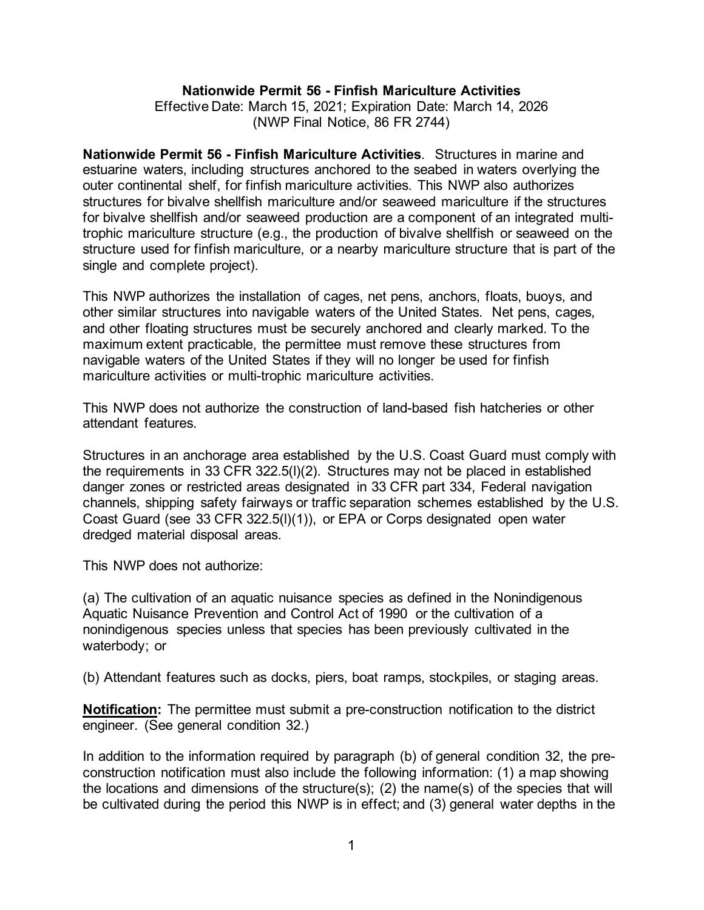**Nationwide Permit 56 - Finfish Mariculture Activities**
Effective Date: March 15, 2021; Expiration Date: March 14, 2026
(NWP Final Notice, 86 FR 2744)

**Nationwide Permit 56 - Finfish Mariculture Activities**. Structures in marine and estuarine waters, including structures anchored to the seabed in waters overlying the outer continental shelf, for finfish mariculture activities. This NWP also authorizes structures for bivalve shellfish mariculture and/or seaweed mariculture if the structures for bivalve shellfish and/or seaweed production are a component of an integrated multi-trophic mariculture structure (e.g., the production of bivalve shellfish or seaweed on the structure used for finfish mariculture, or a nearby mariculture structure that is part of the single and complete project).

This NWP authorizes the installation of cages, net pens, anchors, floats, buoys, and other similar structures into navigable waters of the United States. Net pens, cages, and other floating structures must be securely anchored and clearly marked. To the maximum extent practicable, the permittee must remove these structures from navigable waters of the United States if they will no longer be used for finfish mariculture activities or multi-trophic mariculture activities.

This NWP does not authorize the construction of land-based fish hatcheries or other attendant features.

Structures in an anchorage area established by the U.S. Coast Guard must comply with the requirements in 33 CFR 322.5(l)(2). Structures may not be placed in established danger zones or restricted areas designated in 33 CFR part 334, Federal navigation channels, shipping safety fairways or traffic separation schemes established by the U.S. Coast Guard (see 33 CFR 322.5(l)(1)), or EPA or Corps designated open water dredged material disposal areas.

This NWP does not authorize:

(a) The cultivation of an aquatic nuisance species as defined in the Nonindigenous Aquatic Nuisance Prevention and Control Act of 1990 or the cultivation of a nonindigenous species unless that species has been previously cultivated in the waterbody; or

(b) Attendant features such as docks, piers, boat ramps, stockpiles, or staging areas.

**Notification:** The permittee must submit a pre-construction notification to the district engineer. (See general condition 32.)

In addition to the information required by paragraph (b) of general condition 32, the pre-construction notification must also include the following information: (1) a map showing the locations and dimensions of the structure(s); (2) the name(s) of the species that will be cultivated during the period this NWP is in effect; and (3) general water depths in the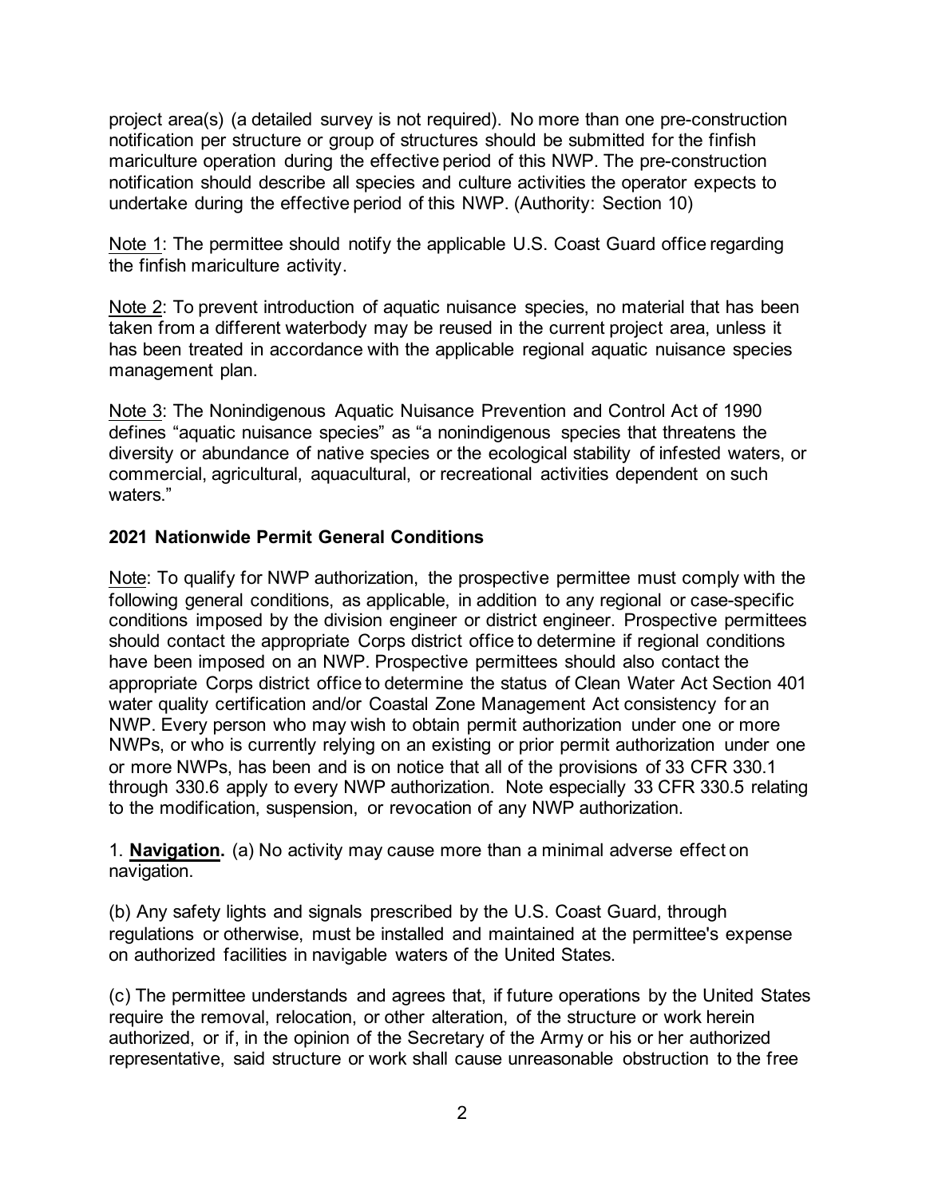project area(s) (a detailed survey is not required). No more than one pre-construction notification per structure or group of structures should be submitted for the finfish mariculture operation during the effective period of this NWP. The pre-construction notification should describe all species and culture activities the operator expects to undertake during the effective period of this NWP. (Authority: Section 10)

Note 1: The permittee should notify the applicable U.S. Coast Guard office regarding the finfish mariculture activity.

Note 2: To prevent introduction of aquatic nuisance species, no material that has been taken from a different waterbody may be reused in the current project area, unless it has been treated in accordance with the applicable regional aquatic nuisance species management plan.

Note 3: The Nonindigenous Aquatic Nuisance Prevention and Control Act of 1990 defines "aquatic nuisance species" as "a nonindigenous species that threatens the diversity or abundance of native species or the ecological stability of infested waters, or commercial, agricultural, aquacultural, or recreational activities dependent on such waters."

## 2021 Nationwide Permit General Conditions

Note: To qualify for NWP authorization, the prospective permittee must comply with the following general conditions, as applicable, in addition to any regional or case-specific conditions imposed by the division engineer or district engineer. Prospective permittees should contact the appropriate Corps district office to determine if regional conditions have been imposed on an NWP. Prospective permittees should also contact the appropriate Corps district office to determine the status of Clean Water Act Section 401 water quality certification and/or Coastal Zone Management Act consistency for an NWP. Every person who may wish to obtain permit authorization under one or more NWPs, or who is currently relying on an existing or prior permit authorization under one or more NWPs, has been and is on notice that all of the provisions of 33 CFR 330.1 through 330.6 apply to every NWP authorization. Note especially 33 CFR 330.5 relating to the modification, suspension, or revocation of any NWP authorization.

1. **Navigation.** (a) No activity may cause more than a minimal adverse effect on navigation.

(b) Any safety lights and signals prescribed by the U.S. Coast Guard, through regulations or otherwise, must be installed and maintained at the permittee's expense on authorized facilities in navigable waters of the United States.

(c) The permittee understands and agrees that, if future operations by the United States require the removal, relocation, or other alteration, of the structure or work herein authorized, or if, in the opinion of the Secretary of the Army or his or her authorized representative, said structure or work shall cause unreasonable obstruction to the free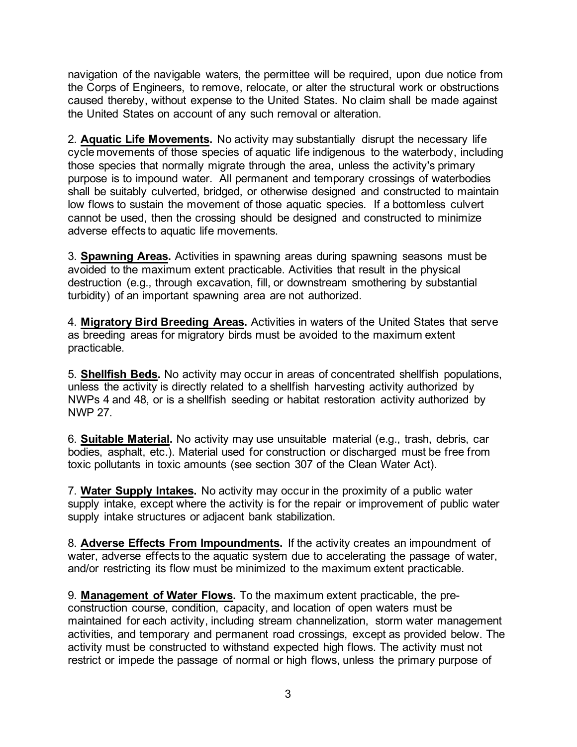navigation of the navigable waters, the permittee will be required, upon due notice from the Corps of Engineers, to remove, relocate, or alter the structural work or obstructions caused thereby, without expense to the United States. No claim shall be made against the United States on account of any such removal or alteration.

2. **Aquatic Life Movements.** No activity may substantially disrupt the necessary life cycle movements of those species of aquatic life indigenous to the waterbody, including those species that normally migrate through the area, unless the activity's primary purpose is to impound water. All permanent and temporary crossings of waterbodies shall be suitably culverted, bridged, or otherwise designed and constructed to maintain low flows to sustain the movement of those aquatic species. If a bottomless culvert cannot be used, then the crossing should be designed and constructed to minimize adverse effects to aquatic life movements.

3. **Spawning Areas.** Activities in spawning areas during spawning seasons must be avoided to the maximum extent practicable. Activities that result in the physical destruction (e.g., through excavation, fill, or downstream smothering by substantial turbidity) of an important spawning area are not authorized.

4. **Migratory Bird Breeding Areas.** Activities in waters of the United States that serve as breeding areas for migratory birds must be avoided to the maximum extent practicable.

5. **Shellfish Beds.** No activity may occur in areas of concentrated shellfish populations, unless the activity is directly related to a shellfish harvesting activity authorized by NWPs 4 and 48, or is a shellfish seeding or habitat restoration activity authorized by NWP 27.

6. **Suitable Material.** No activity may use unsuitable material (e.g., trash, debris, car bodies, asphalt, etc.). Material used for construction or discharged must be free from toxic pollutants in toxic amounts (see section 307 of the Clean Water Act).

7. **Water Supply Intakes.** No activity may occur in the proximity of a public water supply intake, except where the activity is for the repair or improvement of public water supply intake structures or adjacent bank stabilization.

8. **Adverse Effects From Impoundments.** If the activity creates an impoundment of water, adverse effects to the aquatic system due to accelerating the passage of water, and/or restricting its flow must be minimized to the maximum extent practicable.

9. **Management of Water Flows.** To the maximum extent practicable, the pre-construction course, condition, capacity, and location of open waters must be maintained for each activity, including stream channelization, storm water management activities, and temporary and permanent road crossings, except as provided below. The activity must be constructed to withstand expected high flows. The activity must not restrict or impede the passage of normal or high flows, unless the primary purpose of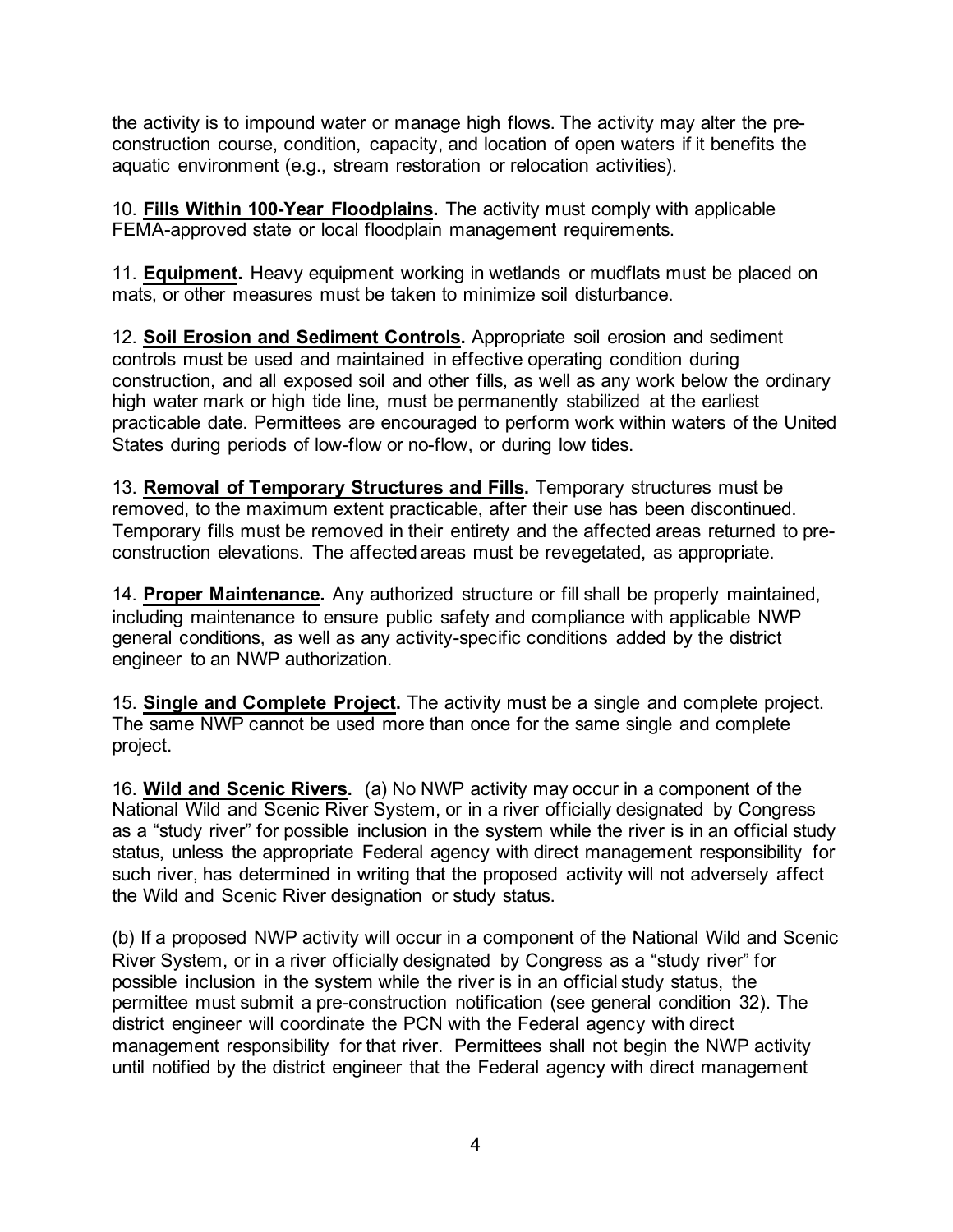the activity is to impound water or manage high flows. The activity may alter the pre-construction course, condition, capacity, and location of open waters if it benefits the aquatic environment (e.g., stream restoration or relocation activities).

10. **Fills Within 100-Year Floodplains.** The activity must comply with applicable FEMA-approved state or local floodplain management requirements.

11. **Equipment.** Heavy equipment working in wetlands or mudflats must be placed on mats, or other measures must be taken to minimize soil disturbance.

12. **Soil Erosion and Sediment Controls.** Appropriate soil erosion and sediment controls must be used and maintained in effective operating condition during construction, and all exposed soil and other fills, as well as any work below the ordinary high water mark or high tide line, must be permanently stabilized at the earliest practicable date. Permittees are encouraged to perform work within waters of the United States during periods of low-flow or no-flow, or during low tides.

13. **Removal of Temporary Structures and Fills.** Temporary structures must be removed, to the maximum extent practicable, after their use has been discontinued. Temporary fills must be removed in their entirety and the affected areas returned to pre-construction elevations. The affected areas must be revegetated, as appropriate.

14. **Proper Maintenance.** Any authorized structure or fill shall be properly maintained, including maintenance to ensure public safety and compliance with applicable NWP general conditions, as well as any activity-specific conditions added by the district engineer to an NWP authorization.

15. **Single and Complete Project.** The activity must be a single and complete project. The same NWP cannot be used more than once for the same single and complete project.

16. **Wild and Scenic Rivers.** (a) No NWP activity may occur in a component of the National Wild and Scenic River System, or in a river officially designated by Congress as a "study river" for possible inclusion in the system while the river is in an official study status, unless the appropriate Federal agency with direct management responsibility for such river, has determined in writing that the proposed activity will not adversely affect the Wild and Scenic River designation or study status.

(b) If a proposed NWP activity will occur in a component of the National Wild and Scenic River System, or in a river officially designated by Congress as a "study river" for possible inclusion in the system while the river is in an official study status, the permittee must submit a pre-construction notification (see general condition 32). The district engineer will coordinate the PCN with the Federal agency with direct management responsibility for that river. Permittees shall not begin the NWP activity until notified by the district engineer that the Federal agency with direct management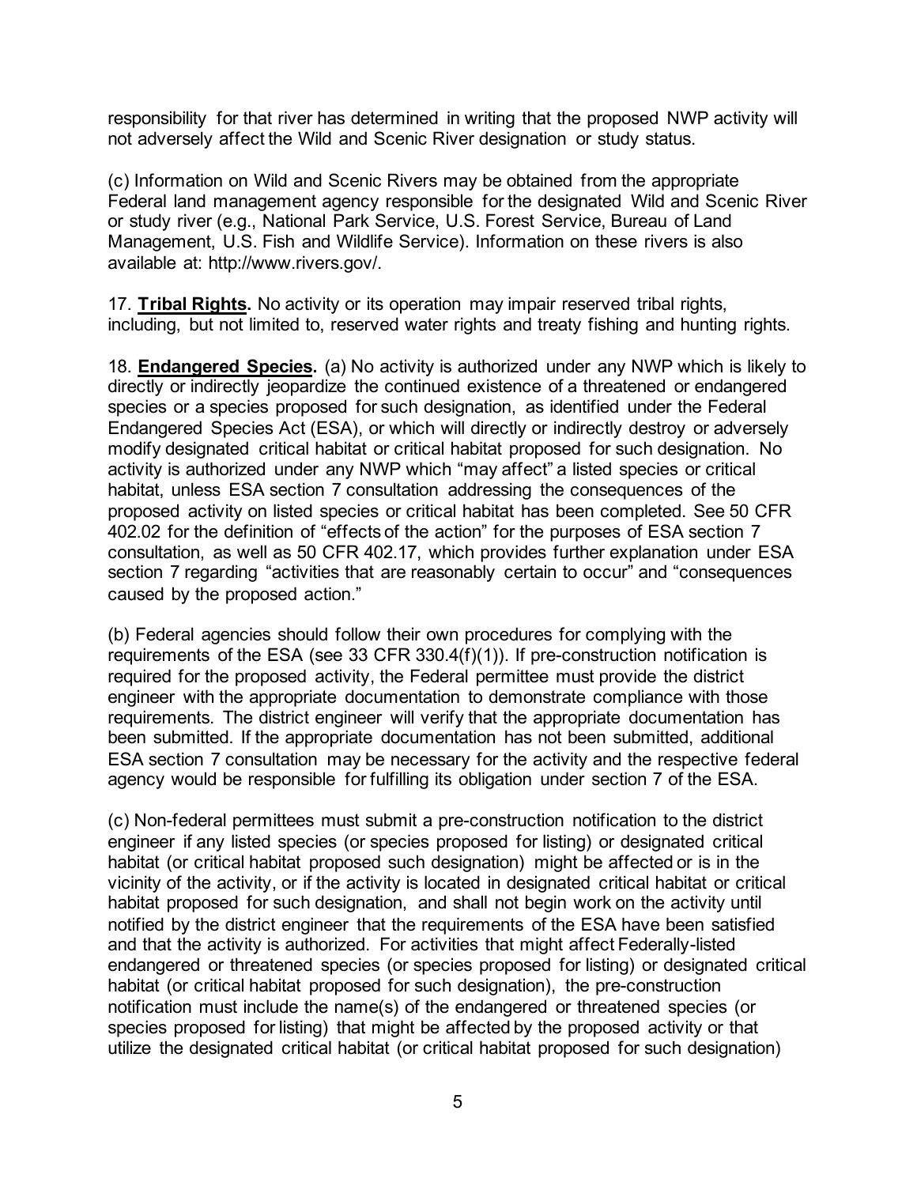responsibility for that river has determined in writing that the proposed NWP activity will not adversely affect the Wild and Scenic River designation or study status.

(c) Information on Wild and Scenic Rivers may be obtained from the appropriate Federal land management agency responsible for the designated Wild and Scenic River or study river (e.g., National Park Service, U.S. Forest Service, Bureau of Land Management, U.S. Fish and Wildlife Service). Information on these rivers is also available at: http://www.rivers.gov/.

17. **Tribal Rights.** No activity or its operation may impair reserved tribal rights, including, but not limited to, reserved water rights and treaty fishing and hunting rights.

18. **Endangered Species.** (a) No activity is authorized under any NWP which is likely to directly or indirectly jeopardize the continued existence of a threatened or endangered species or a species proposed for such designation, as identified under the Federal Endangered Species Act (ESA), or which will directly or indirectly destroy or adversely modify designated critical habitat or critical habitat proposed for such designation. No activity is authorized under any NWP which "may affect" a listed species or critical habitat, unless ESA section 7 consultation addressing the consequences of the proposed activity on listed species or critical habitat has been completed. See 50 CFR 402.02 for the definition of "effects of the action" for the purposes of ESA section 7 consultation, as well as 50 CFR 402.17, which provides further explanation under ESA section 7 regarding "activities that are reasonably certain to occur" and "consequences caused by the proposed action."

(b) Federal agencies should follow their own procedures for complying with the requirements of the ESA (see 33 CFR 330.4(f)(1)). If pre-construction notification is required for the proposed activity, the Federal permittee must provide the district engineer with the appropriate documentation to demonstrate compliance with those requirements. The district engineer will verify that the appropriate documentation has been submitted. If the appropriate documentation has not been submitted, additional ESA section 7 consultation may be necessary for the activity and the respective federal agency would be responsible for fulfilling its obligation under section 7 of the ESA.

(c) Non-federal permittees must submit a pre-construction notification to the district engineer if any listed species (or species proposed for listing) or designated critical habitat (or critical habitat proposed such designation) might be affected or is in the vicinity of the activity, or if the activity is located in designated critical habitat or critical habitat proposed for such designation, and shall not begin work on the activity until notified by the district engineer that the requirements of the ESA have been satisfied and that the activity is authorized. For activities that might affect Federally-listed endangered or threatened species (or species proposed for listing) or designated critical habitat (or critical habitat proposed for such designation), the pre-construction notification must include the name(s) of the endangered or threatened species (or species proposed for listing) that might be affected by the proposed activity or that utilize the designated critical habitat (or critical habitat proposed for such designation)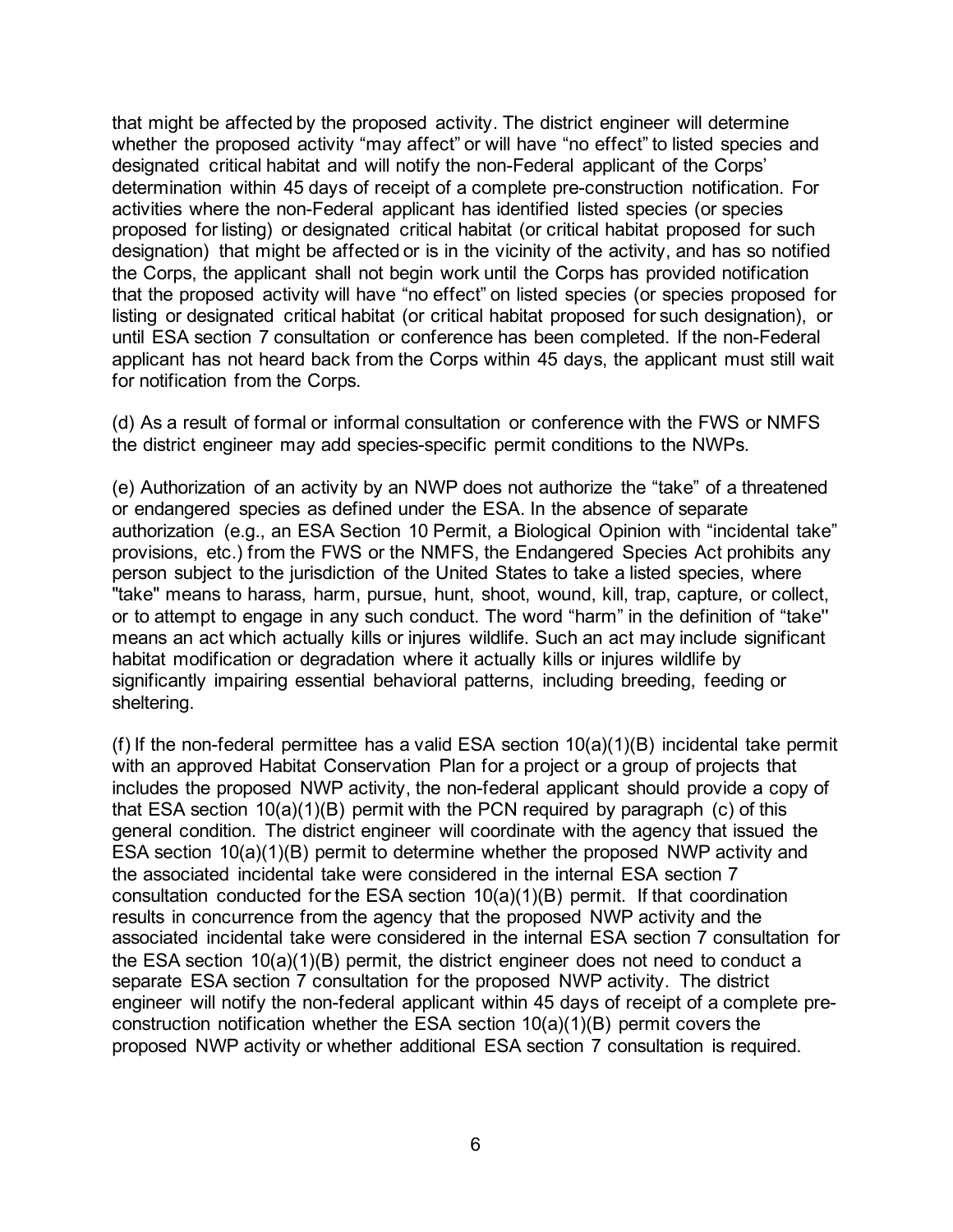that might be affected by the proposed activity. The district engineer will determine whether the proposed activity "may affect" or will have "no effect" to listed species and designated critical habitat and will notify the non-Federal applicant of the Corps' determination within 45 days of receipt of a complete pre-construction notification. For activities where the non-Federal applicant has identified listed species (or species proposed for listing) or designated critical habitat (or critical habitat proposed for such designation) that might be affected or is in the vicinity of the activity, and has so notified the Corps, the applicant shall not begin work until the Corps has provided notification that the proposed activity will have "no effect" on listed species (or species proposed for listing or designated critical habitat (or critical habitat proposed for such designation), or until ESA section 7 consultation or conference has been completed. If the non-Federal applicant has not heard back from the Corps within 45 days, the applicant must still wait for notification from the Corps.

(d) As a result of formal or informal consultation or conference with the FWS or NMFS the district engineer may add species-specific permit conditions to the NWPs.

(e) Authorization of an activity by an NWP does not authorize the "take" of a threatened or endangered species as defined under the ESA. In the absence of separate authorization (e.g., an ESA Section 10 Permit, a Biological Opinion with "incidental take" provisions, etc.) from the FWS or the NMFS, the Endangered Species Act prohibits any person subject to the jurisdiction of the United States to take a listed species, where "take" means to harass, harm, pursue, hunt, shoot, wound, kill, trap, capture, or collect, or to attempt to engage in any such conduct. The word "harm" in the definition of "take" means an act which actually kills or injures wildlife. Such an act may include significant habitat modification or degradation where it actually kills or injures wildlife by significantly impairing essential behavioral patterns, including breeding, feeding or sheltering.

(f) If the non-federal permittee has a valid ESA section 10(a)(1)(B) incidental take permit with an approved Habitat Conservation Plan for a project or a group of projects that includes the proposed NWP activity, the non-federal applicant should provide a copy of that ESA section 10(a)(1)(B) permit with the PCN required by paragraph (c) of this general condition. The district engineer will coordinate with the agency that issued the ESA section 10(a)(1)(B) permit to determine whether the proposed NWP activity and the associated incidental take were considered in the internal ESA section 7 consultation conducted for the ESA section 10(a)(1)(B) permit. If that coordination results in concurrence from the agency that the proposed NWP activity and the associated incidental take were considered in the internal ESA section 7 consultation for the ESA section 10(a)(1)(B) permit, the district engineer does not need to conduct a separate ESA section 7 consultation for the proposed NWP activity. The district engineer will notify the non-federal applicant within 45 days of receipt of a complete pre-construction notification whether the ESA section 10(a)(1)(B) permit covers the proposed NWP activity or whether additional ESA section 7 consultation is required.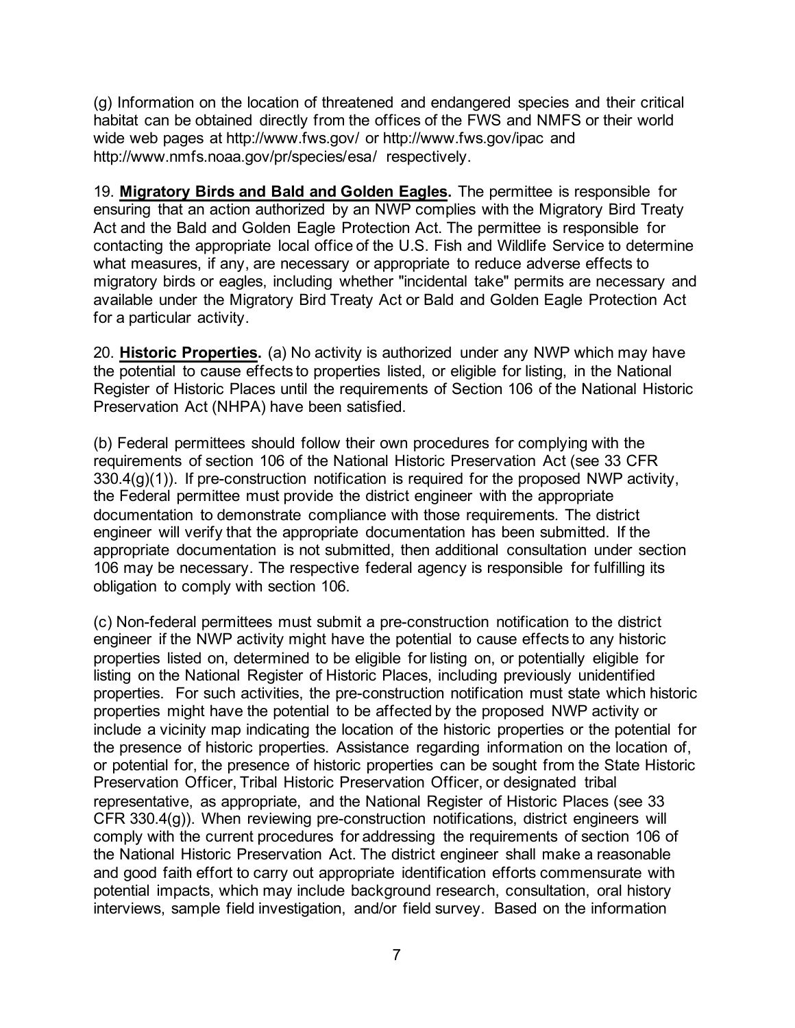(g) Information on the location of threatened and endangered species and their critical habitat can be obtained directly from the offices of the FWS and NMFS or their world wide web pages at http://www.fws.gov/ or http://www.fws.gov/ipac and http://www.nmfs.noaa.gov/pr/species/esa/ respectively.

19. **Migratory Birds and Bald and Golden Eagles.** The permittee is responsible for ensuring that an action authorized by an NWP complies with the Migratory Bird Treaty Act and the Bald and Golden Eagle Protection Act. The permittee is responsible for contacting the appropriate local office of the U.S. Fish and Wildlife Service to determine what measures, if any, are necessary or appropriate to reduce adverse effects to migratory birds or eagles, including whether "incidental take" permits are necessary and available under the Migratory Bird Treaty Act or Bald and Golden Eagle Protection Act for a particular activity.

20. **Historic Properties.** (a) No activity is authorized under any NWP which may have the potential to cause effects to properties listed, or eligible for listing, in the National Register of Historic Places until the requirements of Section 106 of the National Historic Preservation Act (NHPA) have been satisfied.

(b) Federal permittees should follow their own procedures for complying with the requirements of section 106 of the National Historic Preservation Act (see 33 CFR 330.4(g)(1)). If pre-construction notification is required for the proposed NWP activity, the Federal permittee must provide the district engineer with the appropriate documentation to demonstrate compliance with those requirements. The district engineer will verify that the appropriate documentation has been submitted. If the appropriate documentation is not submitted, then additional consultation under section 106 may be necessary. The respective federal agency is responsible for fulfilling its obligation to comply with section 106.

(c) Non-federal permittees must submit a pre-construction notification to the district engineer if the NWP activity might have the potential to cause effects to any historic properties listed on, determined to be eligible for listing on, or potentially eligible for listing on the National Register of Historic Places, including previously unidentified properties. For such activities, the pre-construction notification must state which historic properties might have the potential to be affected by the proposed NWP activity or include a vicinity map indicating the location of the historic properties or the potential for the presence of historic properties. Assistance regarding information on the location of, or potential for, the presence of historic properties can be sought from the State Historic Preservation Officer, Tribal Historic Preservation Officer, or designated tribal representative, as appropriate, and the National Register of Historic Places (see 33 CFR 330.4(g)). When reviewing pre-construction notifications, district engineers will comply with the current procedures for addressing the requirements of section 106 of the National Historic Preservation Act. The district engineer shall make a reasonable and good faith effort to carry out appropriate identification efforts commensurate with potential impacts, which may include background research, consultation, oral history interviews, sample field investigation, and/or field survey. Based on the information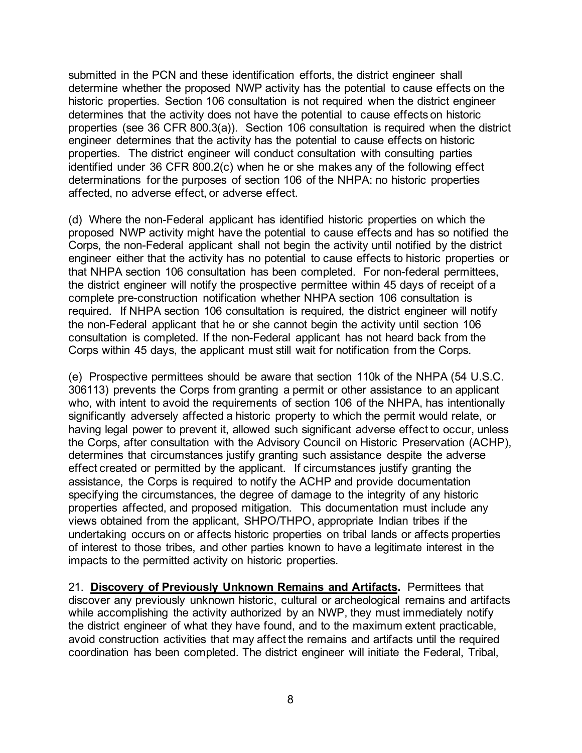submitted in the PCN and these identification efforts, the district engineer shall determine whether the proposed NWP activity has the potential to cause effects on the historic properties. Section 106 consultation is not required when the district engineer determines that the activity does not have the potential to cause effects on historic properties (see 36 CFR 800.3(a)). Section 106 consultation is required when the district engineer determines that the activity has the potential to cause effects on historic properties. The district engineer will conduct consultation with consulting parties identified under 36 CFR 800.2(c) when he or she makes any of the following effect determinations for the purposes of section 106 of the NHPA: no historic properties affected, no adverse effect, or adverse effect.

(d) Where the non-Federal applicant has identified historic properties on which the proposed NWP activity might have the potential to cause effects and has so notified the Corps, the non-Federal applicant shall not begin the activity until notified by the district engineer either that the activity has no potential to cause effects to historic properties or that NHPA section 106 consultation has been completed. For non-federal permittees, the district engineer will notify the prospective permittee within 45 days of receipt of a complete pre-construction notification whether NHPA section 106 consultation is required. If NHPA section 106 consultation is required, the district engineer will notify the non-Federal applicant that he or she cannot begin the activity until section 106 consultation is completed. If the non-Federal applicant has not heard back from the Corps within 45 days, the applicant must still wait for notification from the Corps.

(e) Prospective permittees should be aware that section 110k of the NHPA (54 U.S.C. 306113) prevents the Corps from granting a permit or other assistance to an applicant who, with intent to avoid the requirements of section 106 of the NHPA, has intentionally significantly adversely affected a historic property to which the permit would relate, or having legal power to prevent it, allowed such significant adverse effect to occur, unless the Corps, after consultation with the Advisory Council on Historic Preservation (ACHP), determines that circumstances justify granting such assistance despite the adverse effect created or permitted by the applicant. If circumstances justify granting the assistance, the Corps is required to notify the ACHP and provide documentation specifying the circumstances, the degree of damage to the integrity of any historic properties affected, and proposed mitigation. This documentation must include any views obtained from the applicant, SHPO/THPO, appropriate Indian tribes if the undertaking occurs on or affects historic properties on tribal lands or affects properties of interest to those tribes, and other parties known to have a legitimate interest in the impacts to the permitted activity on historic properties.

21. **Discovery of Previously Unknown Remains and Artifacts.** Permittees that discover any previously unknown historic, cultural or archeological remains and artifacts while accomplishing the activity authorized by an NWP, they must immediately notify the district engineer of what they have found, and to the maximum extent practicable, avoid construction activities that may affect the remains and artifacts until the required coordination has been completed. The district engineer will initiate the Federal, Tribal,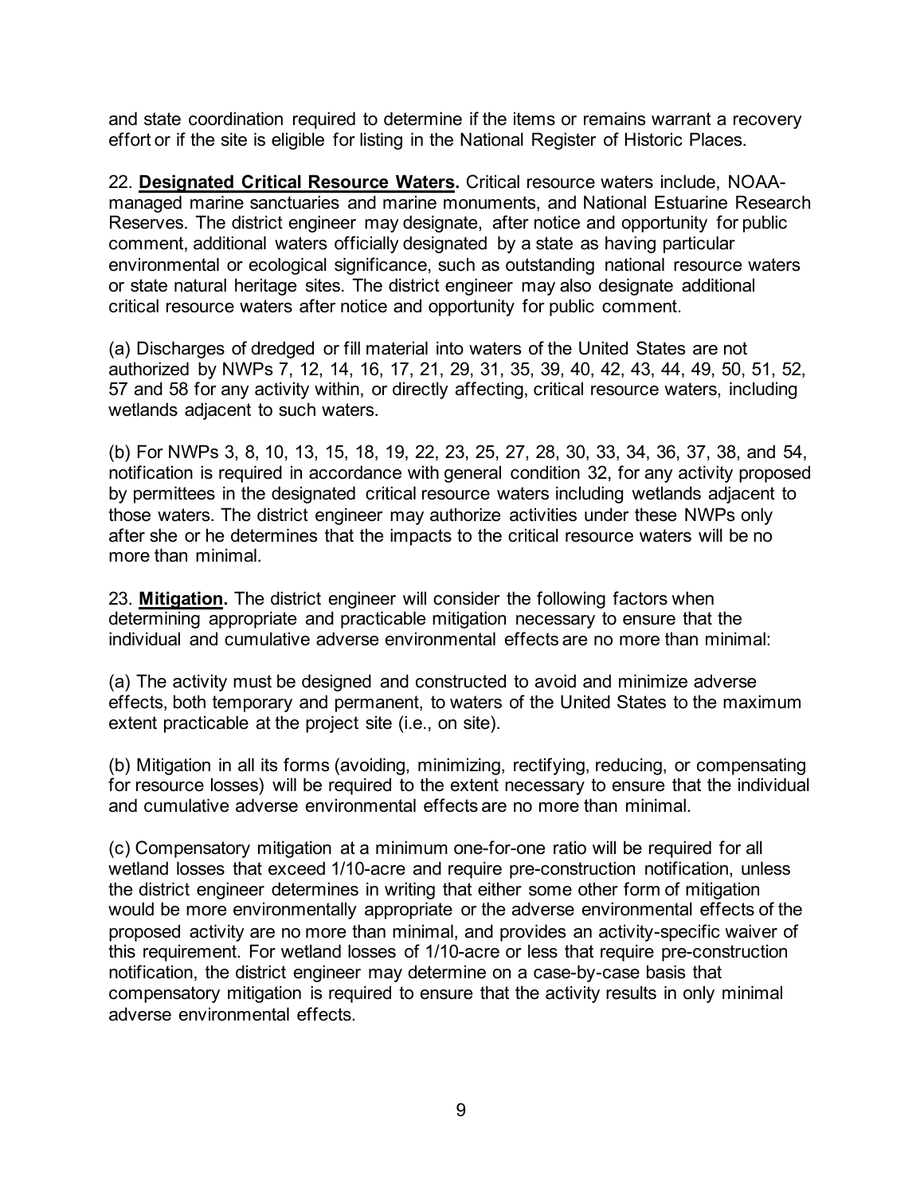and state coordination required to determine if the items or remains warrant a recovery effort or if the site is eligible for listing in the National Register of Historic Places.

22. **Designated Critical Resource Waters.** Critical resource waters include, NOAA-managed marine sanctuaries and marine monuments, and National Estuarine Research Reserves. The district engineer may designate, after notice and opportunity for public comment, additional waters officially designated by a state as having particular environmental or ecological significance, such as outstanding national resource waters or state natural heritage sites. The district engineer may also designate additional critical resource waters after notice and opportunity for public comment.

(a) Discharges of dredged or fill material into waters of the United States are not authorized by NWPs 7, 12, 14, 16, 17, 21, 29, 31, 35, 39, 40, 42, 43, 44, 49, 50, 51, 52, 57 and 58 for any activity within, or directly affecting, critical resource waters, including wetlands adjacent to such waters.

(b) For NWPs 3, 8, 10, 13, 15, 18, 19, 22, 23, 25, 27, 28, 30, 33, 34, 36, 37, 38, and 54, notification is required in accordance with general condition 32, for any activity proposed by permittees in the designated critical resource waters including wetlands adjacent to those waters. The district engineer may authorize activities under these NWPs only after she or he determines that the impacts to the critical resource waters will be no more than minimal.

23. **Mitigation.** The district engineer will consider the following factors when determining appropriate and practicable mitigation necessary to ensure that the individual and cumulative adverse environmental effects are no more than minimal:

(a) The activity must be designed and constructed to avoid and minimize adverse effects, both temporary and permanent, to waters of the United States to the maximum extent practicable at the project site (i.e., on site).

(b) Mitigation in all its forms (avoiding, minimizing, rectifying, reducing, or compensating for resource losses) will be required to the extent necessary to ensure that the individual and cumulative adverse environmental effects are no more than minimal.

(c) Compensatory mitigation at a minimum one-for-one ratio will be required for all wetland losses that exceed 1/10-acre and require pre-construction notification, unless the district engineer determines in writing that either some other form of mitigation would be more environmentally appropriate or the adverse environmental effects of the proposed activity are no more than minimal, and provides an activity-specific waiver of this requirement. For wetland losses of 1/10-acre or less that require pre-construction notification, the district engineer may determine on a case-by-case basis that compensatory mitigation is required to ensure that the activity results in only minimal adverse environmental effects.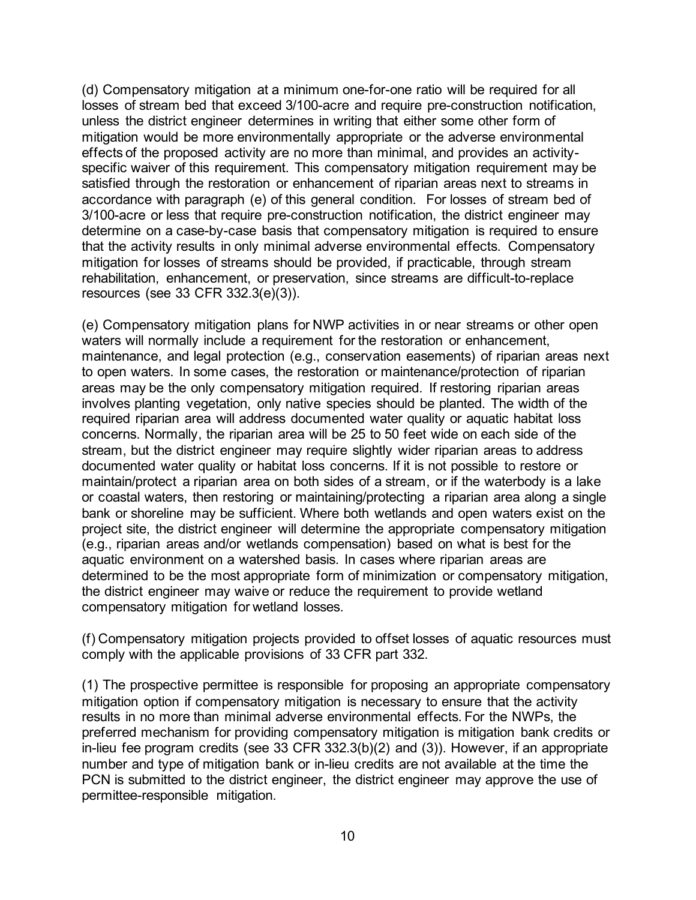(d) Compensatory mitigation at a minimum one-for-one ratio will be required for all losses of stream bed that exceed 3/100-acre and require pre-construction notification, unless the district engineer determines in writing that either some other form of mitigation would be more environmentally appropriate or the adverse environmental effects of the proposed activity are no more than minimal, and provides an activity-specific waiver of this requirement. This compensatory mitigation requirement may be satisfied through the restoration or enhancement of riparian areas next to streams in accordance with paragraph (e) of this general condition. For losses of stream bed of 3/100-acre or less that require pre-construction notification, the district engineer may determine on a case-by-case basis that compensatory mitigation is required to ensure that the activity results in only minimal adverse environmental effects. Compensatory mitigation for losses of streams should be provided, if practicable, through stream rehabilitation, enhancement, or preservation, since streams are difficult-to-replace resources (see 33 CFR 332.3(e)(3)).

(e) Compensatory mitigation plans for NWP activities in or near streams or other open waters will normally include a requirement for the restoration or enhancement, maintenance, and legal protection (e.g., conservation easements) of riparian areas next to open waters. In some cases, the restoration or maintenance/protection of riparian areas may be the only compensatory mitigation required. If restoring riparian areas involves planting vegetation, only native species should be planted. The width of the required riparian area will address documented water quality or aquatic habitat loss concerns. Normally, the riparian area will be 25 to 50 feet wide on each side of the stream, but the district engineer may require slightly wider riparian areas to address documented water quality or habitat loss concerns. If it is not possible to restore or maintain/protect a riparian area on both sides of a stream, or if the waterbody is a lake or coastal waters, then restoring or maintaining/protecting a riparian area along a single bank or shoreline may be sufficient. Where both wetlands and open waters exist on the project site, the district engineer will determine the appropriate compensatory mitigation (e.g., riparian areas and/or wetlands compensation) based on what is best for the aquatic environment on a watershed basis. In cases where riparian areas are determined to be the most appropriate form of minimization or compensatory mitigation, the district engineer may waive or reduce the requirement to provide wetland compensatory mitigation for wetland losses.

(f) Compensatory mitigation projects provided to offset losses of aquatic resources must comply with the applicable provisions of 33 CFR part 332.

(1) The prospective permittee is responsible for proposing an appropriate compensatory mitigation option if compensatory mitigation is necessary to ensure that the activity results in no more than minimal adverse environmental effects. For the NWPs, the preferred mechanism for providing compensatory mitigation is mitigation bank credits or in-lieu fee program credits (see 33 CFR 332.3(b)(2) and (3)). However, if an appropriate number and type of mitigation bank or in-lieu credits are not available at the time the PCN is submitted to the district engineer, the district engineer may approve the use of permittee-responsible mitigation.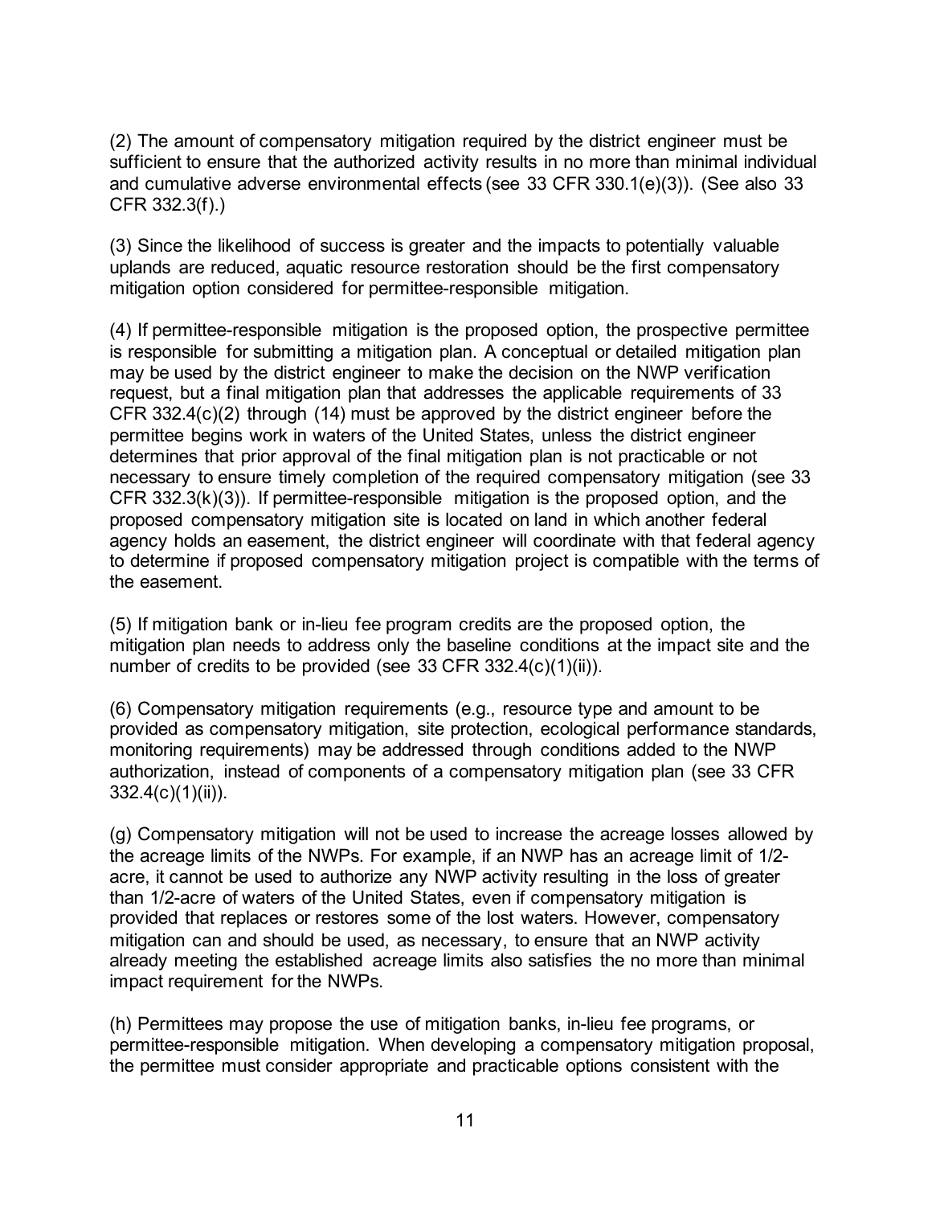(2) The amount of compensatory mitigation required by the district engineer must be sufficient to ensure that the authorized activity results in no more than minimal individual and cumulative adverse environmental effects (see 33 CFR 330.1(e)(3)). (See also 33 CFR 332.3(f).)

(3) Since the likelihood of success is greater and the impacts to potentially valuable uplands are reduced, aquatic resource restoration should be the first compensatory mitigation option considered for permittee-responsible mitigation.

(4) If permittee-responsible mitigation is the proposed option, the prospective permittee is responsible for submitting a mitigation plan. A conceptual or detailed mitigation plan may be used by the district engineer to make the decision on the NWP verification request, but a final mitigation plan that addresses the applicable requirements of 33 CFR 332.4(c)(2) through (14) must be approved by the district engineer before the permittee begins work in waters of the United States, unless the district engineer determines that prior approval of the final mitigation plan is not practicable or not necessary to ensure timely completion of the required compensatory mitigation (see 33 CFR 332.3(k)(3)). If permittee-responsible mitigation is the proposed option, and the proposed compensatory mitigation site is located on land in which another federal agency holds an easement, the district engineer will coordinate with that federal agency to determine if proposed compensatory mitigation project is compatible with the terms of the easement.

(5) If mitigation bank or in-lieu fee program credits are the proposed option, the mitigation plan needs to address only the baseline conditions at the impact site and the number of credits to be provided (see 33 CFR 332.4(c)(1)(ii)).

(6) Compensatory mitigation requirements (e.g., resource type and amount to be provided as compensatory mitigation, site protection, ecological performance standards, monitoring requirements) may be addressed through conditions added to the NWP authorization, instead of components of a compensatory mitigation plan (see 33 CFR 332.4(c)(1)(ii)).

(g) Compensatory mitigation will not be used to increase the acreage losses allowed by the acreage limits of the NWPs. For example, if an NWP has an acreage limit of 1/2-acre, it cannot be used to authorize any NWP activity resulting in the loss of greater than 1/2-acre of waters of the United States, even if compensatory mitigation is provided that replaces or restores some of the lost waters. However, compensatory mitigation can and should be used, as necessary, to ensure that an NWP activity already meeting the established acreage limits also satisfies the no more than minimal impact requirement for the NWPs.

(h) Permittees may propose the use of mitigation banks, in-lieu fee programs, or permittee-responsible mitigation. When developing a compensatory mitigation proposal, the permittee must consider appropriate and practicable options consistent with the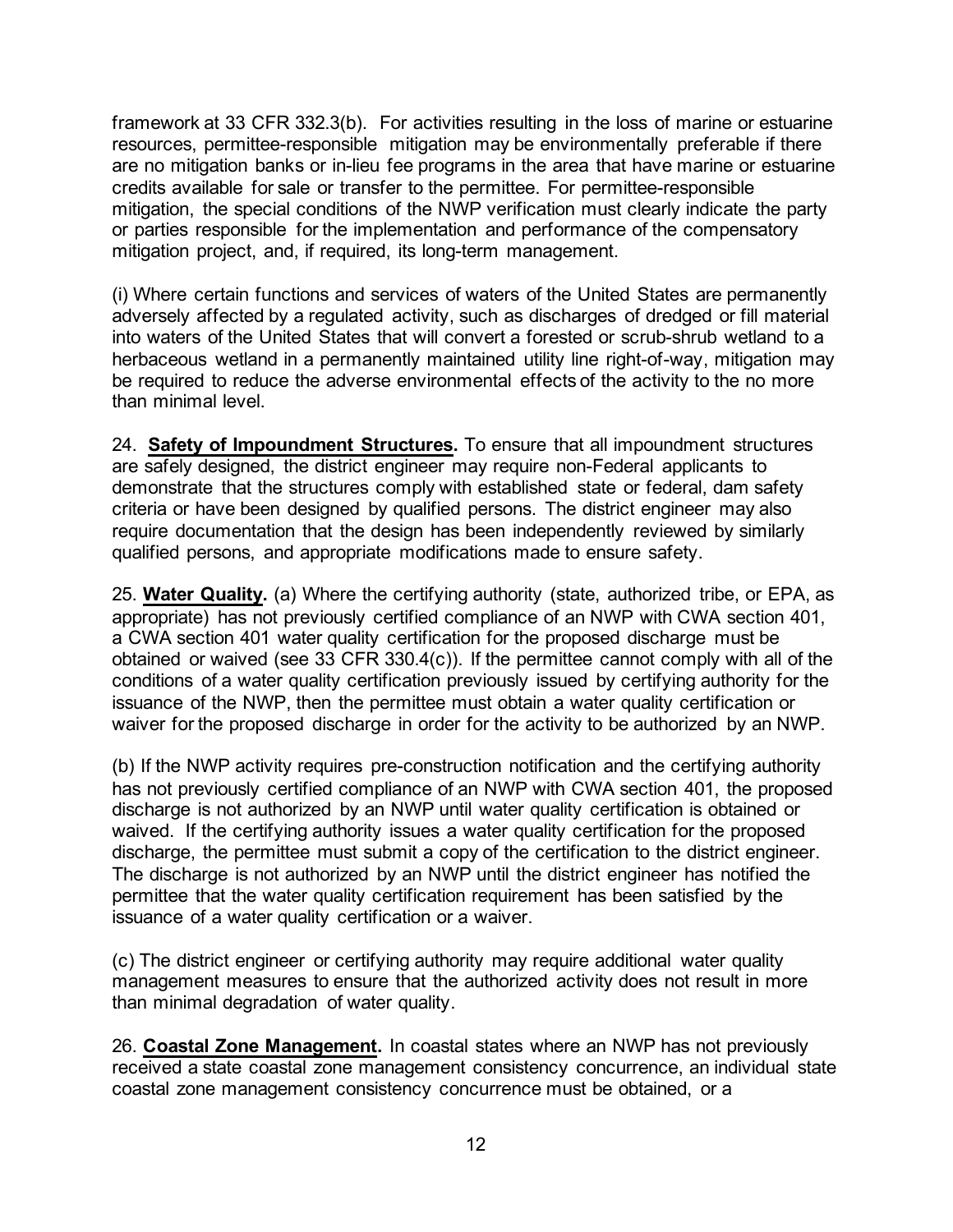framework at 33 CFR 332.3(b). For activities resulting in the loss of marine or estuarine resources, permittee-responsible mitigation may be environmentally preferable if there are no mitigation banks or in-lieu fee programs in the area that have marine or estuarine credits available for sale or transfer to the permittee. For permittee-responsible mitigation, the special conditions of the NWP verification must clearly indicate the party or parties responsible for the implementation and performance of the compensatory mitigation project, and, if required, its long-term management.

(i) Where certain functions and services of waters of the United States are permanently adversely affected by a regulated activity, such as discharges of dredged or fill material into waters of the United States that will convert a forested or scrub-shrub wetland to a herbaceous wetland in a permanently maintained utility line right-of-way, mitigation may be required to reduce the adverse environmental effects of the activity to the no more than minimal level.

24. **Safety of Impoundment Structures.** To ensure that all impoundment structures are safely designed, the district engineer may require non-Federal applicants to demonstrate that the structures comply with established state or federal, dam safety criteria or have been designed by qualified persons. The district engineer may also require documentation that the design has been independently reviewed by similarly qualified persons, and appropriate modifications made to ensure safety.

25. **Water Quality.** (a) Where the certifying authority (state, authorized tribe, or EPA, as appropriate) has not previously certified compliance of an NWP with CWA section 401, a CWA section 401 water quality certification for the proposed discharge must be obtained or waived (see 33 CFR 330.4(c)). If the permittee cannot comply with all of the conditions of a water quality certification previously issued by certifying authority for the issuance of the NWP, then the permittee must obtain a water quality certification or waiver for the proposed discharge in order for the activity to be authorized by an NWP.

(b) If the NWP activity requires pre-construction notification and the certifying authority has not previously certified compliance of an NWP with CWA section 401, the proposed discharge is not authorized by an NWP until water quality certification is obtained or waived. If the certifying authority issues a water quality certification for the proposed discharge, the permittee must submit a copy of the certification to the district engineer. The discharge is not authorized by an NWP until the district engineer has notified the permittee that the water quality certification requirement has been satisfied by the issuance of a water quality certification or a waiver.

(c) The district engineer or certifying authority may require additional water quality management measures to ensure that the authorized activity does not result in more than minimal degradation of water quality.

26. **Coastal Zone Management.** In coastal states where an NWP has not previously received a state coastal zone management consistency concurrence, an individual state coastal zone management consistency concurrence must be obtained, or a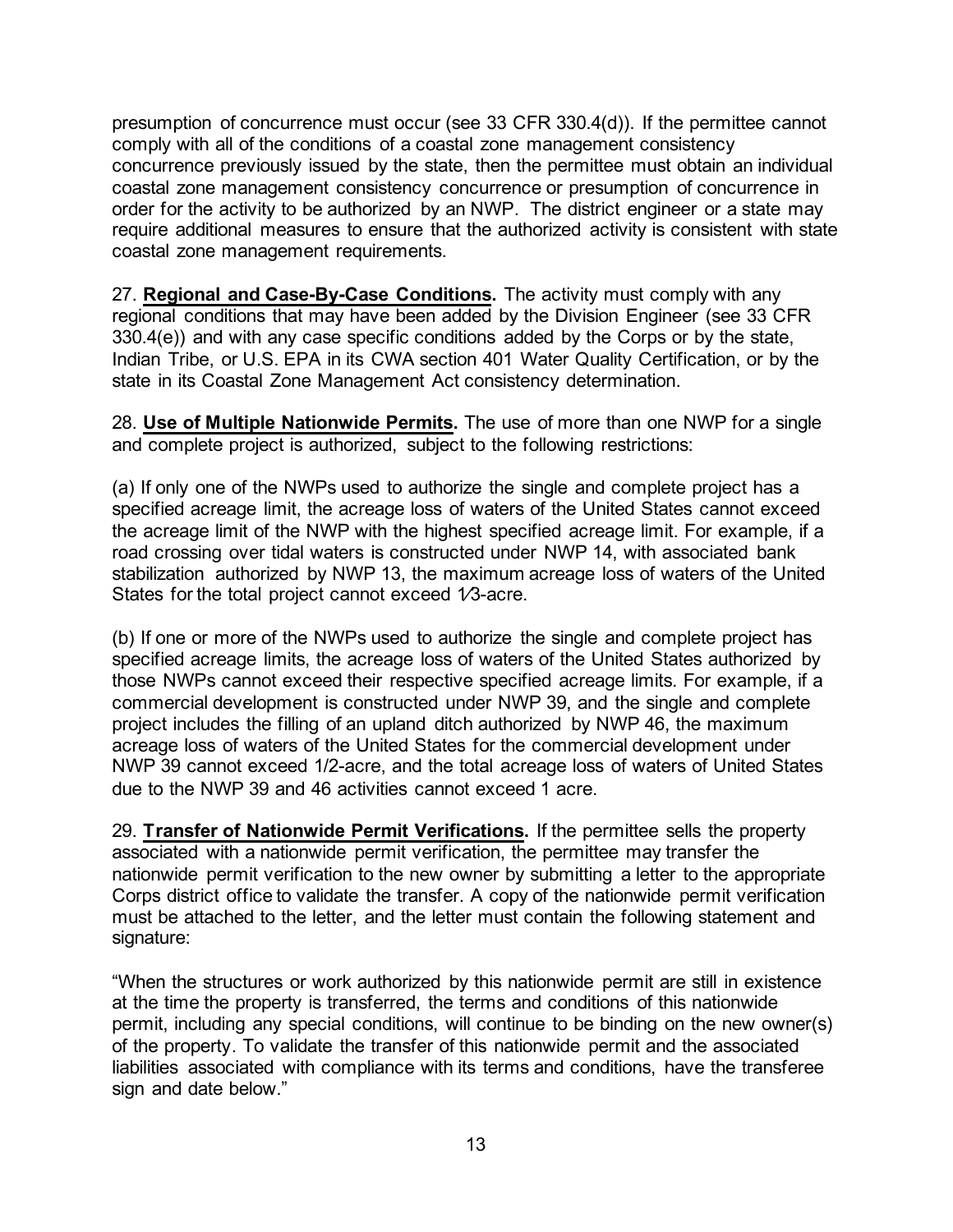presumption of concurrence must occur (see 33 CFR 330.4(d)). If the permittee cannot comply with all of the conditions of a coastal zone management consistency concurrence previously issued by the state, then the permittee must obtain an individual coastal zone management consistency concurrence or presumption of concurrence in order for the activity to be authorized by an NWP. The district engineer or a state may require additional measures to ensure that the authorized activity is consistent with state coastal zone management requirements.

27. **Regional and Case-By-Case Conditions.** The activity must comply with any regional conditions that may have been added by the Division Engineer (see 33 CFR 330.4(e)) and with any case specific conditions added by the Corps or by the state, Indian Tribe, or U.S. EPA in its CWA section 401 Water Quality Certification, or by the state in its Coastal Zone Management Act consistency determination.

28. **Use of Multiple Nationwide Permits.** The use of more than one NWP for a single and complete project is authorized, subject to the following restrictions:

(a) If only one of the NWPs used to authorize the single and complete project has a specified acreage limit, the acreage loss of waters of the United States cannot exceed the acreage limit of the NWP with the highest specified acreage limit. For example, if a road crossing over tidal waters is constructed under NWP 14, with associated bank stabilization authorized by NWP 13, the maximum acreage loss of waters of the United States for the total project cannot exceed 1⁄3-acre.

(b) If one or more of the NWPs used to authorize the single and complete project has specified acreage limits, the acreage loss of waters of the United States authorized by those NWPs cannot exceed their respective specified acreage limits. For example, if a commercial development is constructed under NWP 39, and the single and complete project includes the filling of an upland ditch authorized by NWP 46, the maximum acreage loss of waters of the United States for the commercial development under NWP 39 cannot exceed 1/2-acre, and the total acreage loss of waters of United States due to the NWP 39 and 46 activities cannot exceed 1 acre.

29. **Transfer of Nationwide Permit Verifications.** If the permittee sells the property associated with a nationwide permit verification, the permittee may transfer the nationwide permit verification to the new owner by submitting a letter to the appropriate Corps district office to validate the transfer. A copy of the nationwide permit verification must be attached to the letter, and the letter must contain the following statement and signature:

"When the structures or work authorized by this nationwide permit are still in existence at the time the property is transferred, the terms and conditions of this nationwide permit, including any special conditions, will continue to be binding on the new owner(s) of the property. To validate the transfer of this nationwide permit and the associated liabilities associated with compliance with its terms and conditions, have the transferee sign and date below."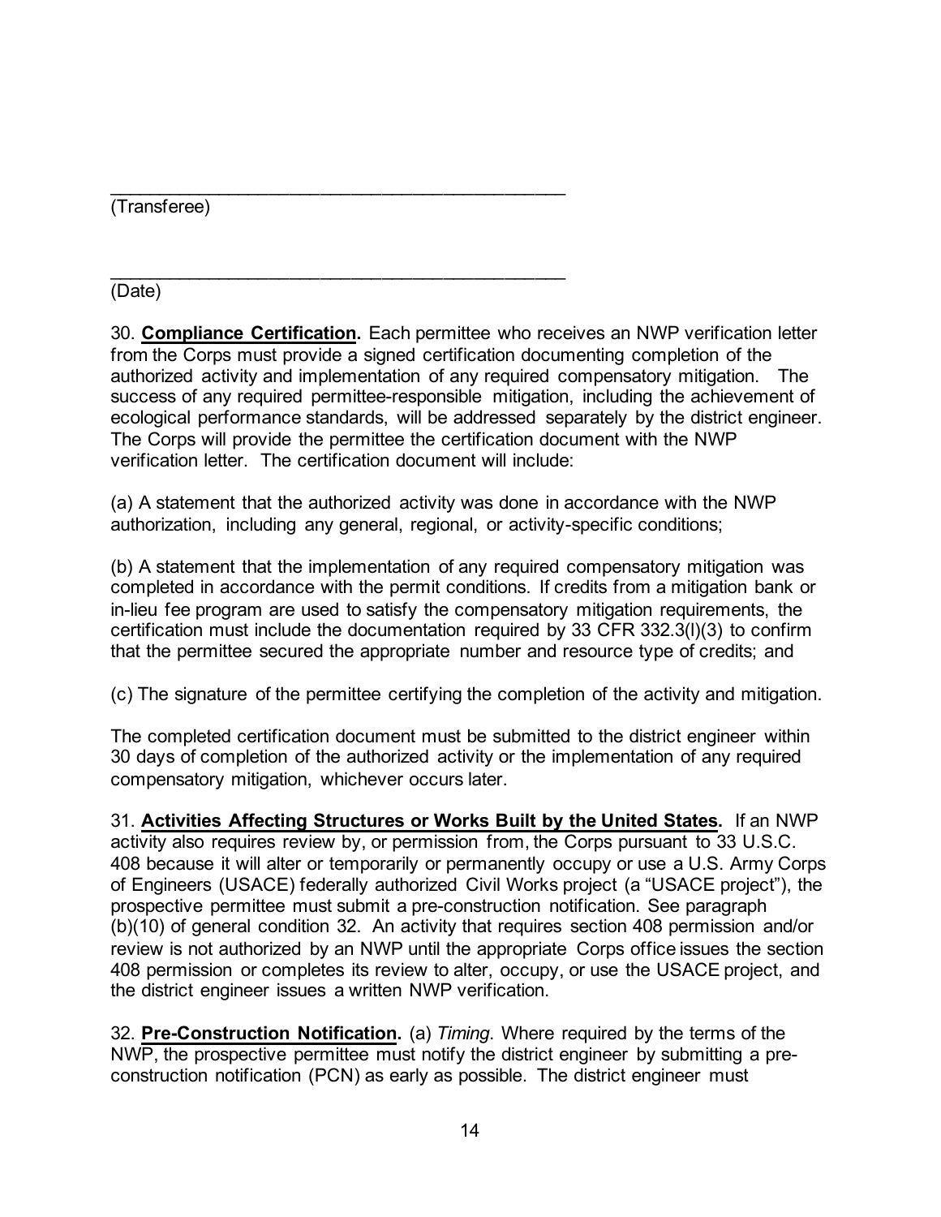_____________________________________________
(Transferee)

_____________________________________________
(Date)

30. **Compliance Certification.** Each permittee who receives an NWP verification letter from the Corps must provide a signed certification documenting completion of the authorized activity and implementation of any required compensatory mitigation. The success of any required permittee-responsible mitigation, including the achievement of ecological performance standards, will be addressed separately by the district engineer. The Corps will provide the permittee the certification document with the NWP verification letter. The certification document will include:

(a) A statement that the authorized activity was done in accordance with the NWP authorization, including any general, regional, or activity-specific conditions;

(b) A statement that the implementation of any required compensatory mitigation was completed in accordance with the permit conditions. If credits from a mitigation bank or in-lieu fee program are used to satisfy the compensatory mitigation requirements, the certification must include the documentation required by 33 CFR 332.3(l)(3) to confirm that the permittee secured the appropriate number and resource type of credits; and

(c) The signature of the permittee certifying the completion of the activity and mitigation.

The completed certification document must be submitted to the district engineer within 30 days of completion of the authorized activity or the implementation of any required compensatory mitigation, whichever occurs later.

31. **Activities Affecting Structures or Works Built by the United States.** If an NWP activity also requires review by, or permission from, the Corps pursuant to 33 U.S.C. 408 because it will alter or temporarily or permanently occupy or use a U.S. Army Corps of Engineers (USACE) federally authorized Civil Works project (a "USACE project"), the prospective permittee must submit a pre-construction notification. See paragraph (b)(10) of general condition 32. An activity that requires section 408 permission and/or review is not authorized by an NWP until the appropriate Corps office issues the section 408 permission or completes its review to alter, occupy, or use the USACE project, and the district engineer issues a written NWP verification.

32. **Pre-Construction Notification.** (a) *Timing*. Where required by the terms of the NWP, the prospective permittee must notify the district engineer by submitting a pre-construction notification (PCN) as early as possible. The district engineer must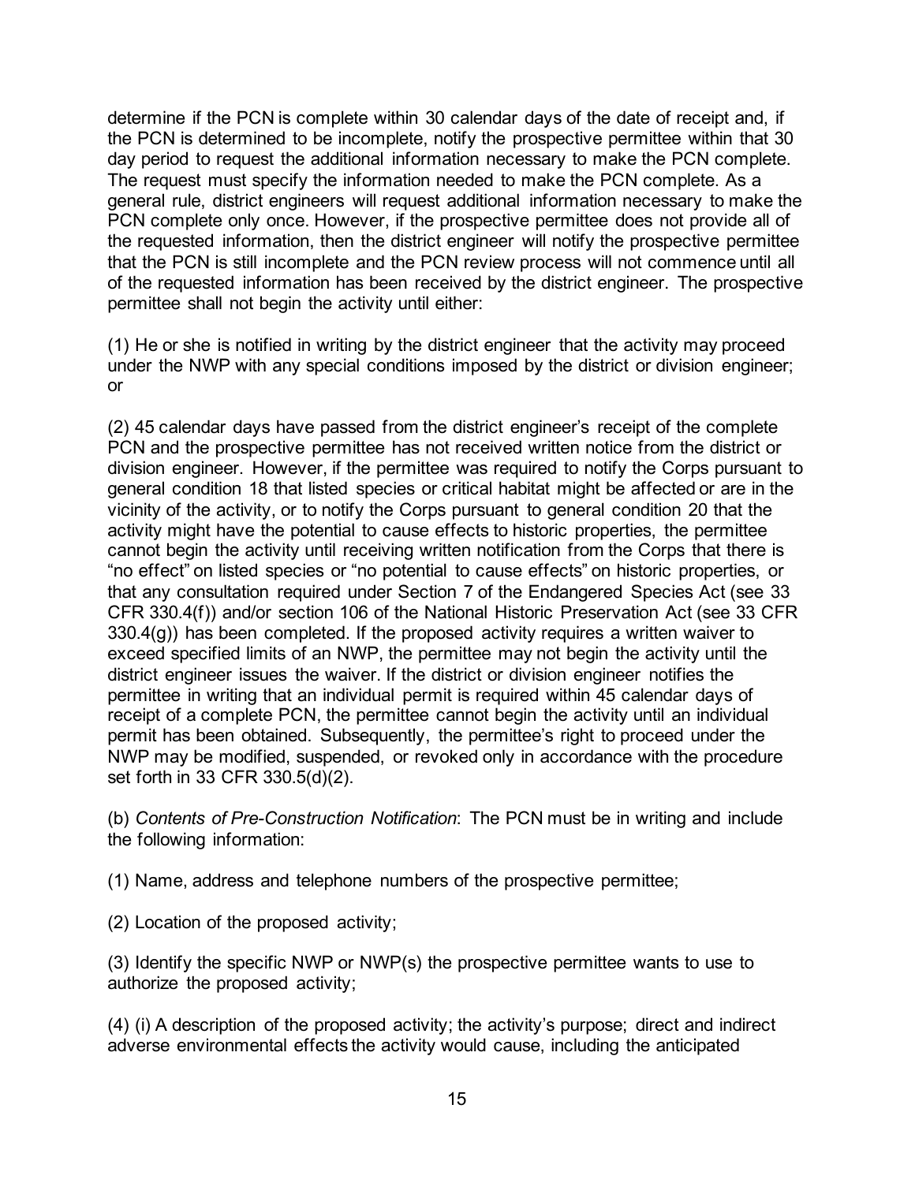determine if the PCN is complete within 30 calendar days of the date of receipt and, if the PCN is determined to be incomplete, notify the prospective permittee within that 30 day period to request the additional information necessary to make the PCN complete. The request must specify the information needed to make the PCN complete. As a general rule, district engineers will request additional information necessary to make the PCN complete only once. However, if the prospective permittee does not provide all of the requested information, then the district engineer will notify the prospective permittee that the PCN is still incomplete and the PCN review process will not commence until all of the requested information has been received by the district engineer. The prospective permittee shall not begin the activity until either:

(1) He or she is notified in writing by the district engineer that the activity may proceed under the NWP with any special conditions imposed by the district or division engineer; or

(2) 45 calendar days have passed from the district engineer's receipt of the complete PCN and the prospective permittee has not received written notice from the district or division engineer. However, if the permittee was required to notify the Corps pursuant to general condition 18 that listed species or critical habitat might be affected or are in the vicinity of the activity, or to notify the Corps pursuant to general condition 20 that the activity might have the potential to cause effects to historic properties, the permittee cannot begin the activity until receiving written notification from the Corps that there is "no effect" on listed species or "no potential to cause effects" on historic properties, or that any consultation required under Section 7 of the Endangered Species Act (see 33 CFR 330.4(f)) and/or section 106 of the National Historic Preservation Act (see 33 CFR 330.4(g)) has been completed. If the proposed activity requires a written waiver to exceed specified limits of an NWP, the permittee may not begin the activity until the district engineer issues the waiver. If the district or division engineer notifies the permittee in writing that an individual permit is required within 45 calendar days of receipt of a complete PCN, the permittee cannot begin the activity until an individual permit has been obtained. Subsequently, the permittee's right to proceed under the NWP may be modified, suspended, or revoked only in accordance with the procedure set forth in 33 CFR 330.5(d)(2).

(b) *Contents of Pre-Construction Notification*: The PCN must be in writing and include the following information:

(1) Name, address and telephone numbers of the prospective permittee;

(2) Location of the proposed activity;

(3) Identify the specific NWP or NWP(s) the prospective permittee wants to use to authorize the proposed activity;

(4) (i) A description of the proposed activity; the activity's purpose; direct and indirect adverse environmental effects the activity would cause, including the anticipated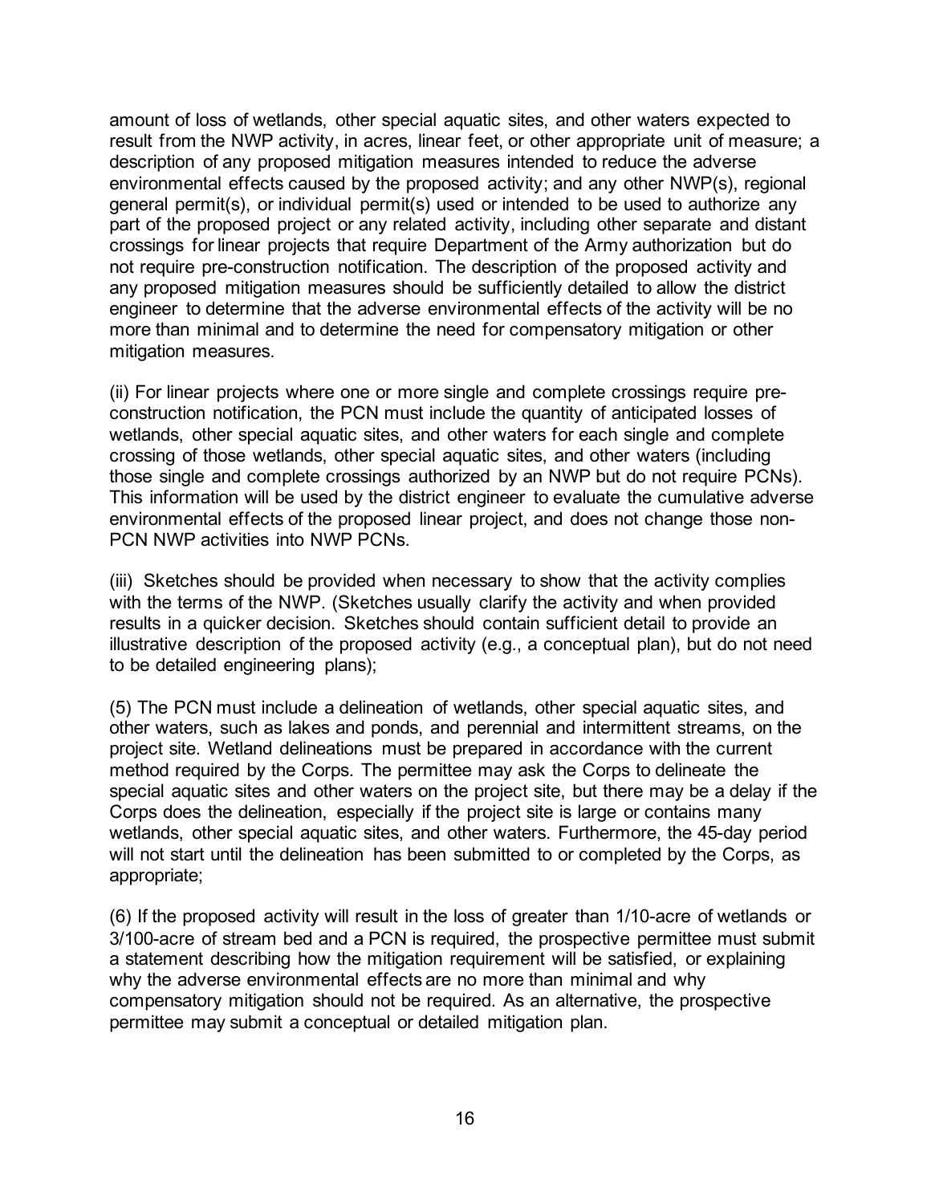amount of loss of wetlands, other special aquatic sites, and other waters expected to result from the NWP activity, in acres, linear feet, or other appropriate unit of measure; a description of any proposed mitigation measures intended to reduce the adverse environmental effects caused by the proposed activity; and any other NWP(s), regional general permit(s), or individual permit(s) used or intended to be used to authorize any part of the proposed project or any related activity, including other separate and distant crossings for linear projects that require Department of the Army authorization but do not require pre-construction notification. The description of the proposed activity and any proposed mitigation measures should be sufficiently detailed to allow the district engineer to determine that the adverse environmental effects of the activity will be no more than minimal and to determine the need for compensatory mitigation or other mitigation measures.

(ii) For linear projects where one or more single and complete crossings require pre-construction notification, the PCN must include the quantity of anticipated losses of wetlands, other special aquatic sites, and other waters for each single and complete crossing of those wetlands, other special aquatic sites, and other waters (including those single and complete crossings authorized by an NWP but do not require PCNs). This information will be used by the district engineer to evaluate the cumulative adverse environmental effects of the proposed linear project, and does not change those non-PCN NWP activities into NWP PCNs.

(iii) Sketches should be provided when necessary to show that the activity complies with the terms of the NWP. (Sketches usually clarify the activity and when provided results in a quicker decision. Sketches should contain sufficient detail to provide an illustrative description of the proposed activity (e.g., a conceptual plan), but do not need to be detailed engineering plans);

(5) The PCN must include a delineation of wetlands, other special aquatic sites, and other waters, such as lakes and ponds, and perennial and intermittent streams, on the project site. Wetland delineations must be prepared in accordance with the current method required by the Corps. The permittee may ask the Corps to delineate the special aquatic sites and other waters on the project site, but there may be a delay if the Corps does the delineation, especially if the project site is large or contains many wetlands, other special aquatic sites, and other waters. Furthermore, the 45-day period will not start until the delineation has been submitted to or completed by the Corps, as appropriate;

(6) If the proposed activity will result in the loss of greater than 1/10-acre of wetlands or 3/100-acre of stream bed and a PCN is required, the prospective permittee must submit a statement describing how the mitigation requirement will be satisfied, or explaining why the adverse environmental effects are no more than minimal and why compensatory mitigation should not be required. As an alternative, the prospective permittee may submit a conceptual or detailed mitigation plan.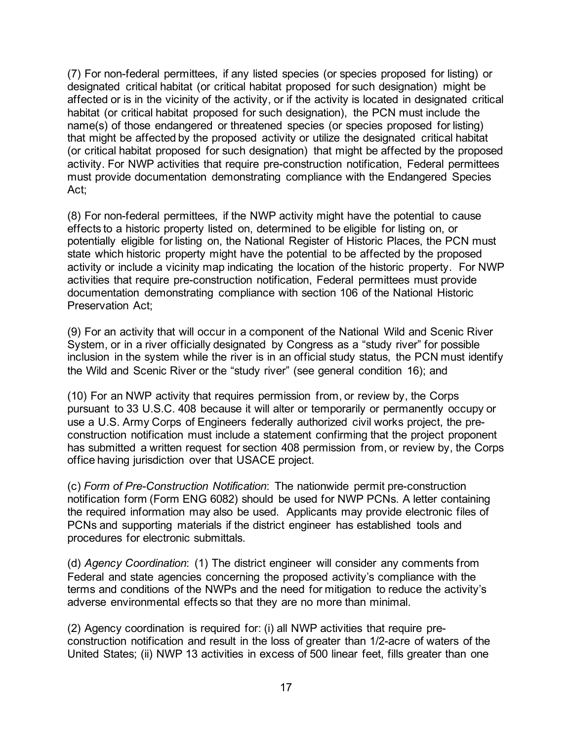(7) For non-federal permittees, if any listed species (or species proposed for listing) or designated critical habitat (or critical habitat proposed for such designation) might be affected or is in the vicinity of the activity, or if the activity is located in designated critical habitat (or critical habitat proposed for such designation), the PCN must include the name(s) of those endangered or threatened species (or species proposed for listing) that might be affected by the proposed activity or utilize the designated critical habitat (or critical habitat proposed for such designation) that might be affected by the proposed activity. For NWP activities that require pre-construction notification, Federal permittees must provide documentation demonstrating compliance with the Endangered Species Act;

(8) For non-federal permittees, if the NWP activity might have the potential to cause effects to a historic property listed on, determined to be eligible for listing on, or potentially eligible for listing on, the National Register of Historic Places, the PCN must state which historic property might have the potential to be affected by the proposed activity or include a vicinity map indicating the location of the historic property. For NWP activities that require pre-construction notification, Federal permittees must provide documentation demonstrating compliance with section 106 of the National Historic Preservation Act;

(9) For an activity that will occur in a component of the National Wild and Scenic River System, or in a river officially designated by Congress as a "study river" for possible inclusion in the system while the river is in an official study status, the PCN must identify the Wild and Scenic River or the "study river" (see general condition 16); and

(10) For an NWP activity that requires permission from, or review by, the Corps pursuant to 33 U.S.C. 408 because it will alter or temporarily or permanently occupy or use a U.S. Army Corps of Engineers federally authorized civil works project, the pre-construction notification must include a statement confirming that the project proponent has submitted a written request for section 408 permission from, or review by, the Corps office having jurisdiction over that USACE project.

(c) *Form of Pre-Construction Notification*: The nationwide permit pre-construction notification form (Form ENG 6082) should be used for NWP PCNs. A letter containing the required information may also be used. Applicants may provide electronic files of PCNs and supporting materials if the district engineer has established tools and procedures for electronic submittals.

(d) *Agency Coordination*: (1) The district engineer will consider any comments from Federal and state agencies concerning the proposed activity's compliance with the terms and conditions of the NWPs and the need for mitigation to reduce the activity's adverse environmental effects so that they are no more than minimal.

(2) Agency coordination is required for: (i) all NWP activities that require pre-construction notification and result in the loss of greater than 1/2-acre of waters of the United States; (ii) NWP 13 activities in excess of 500 linear feet, fills greater than one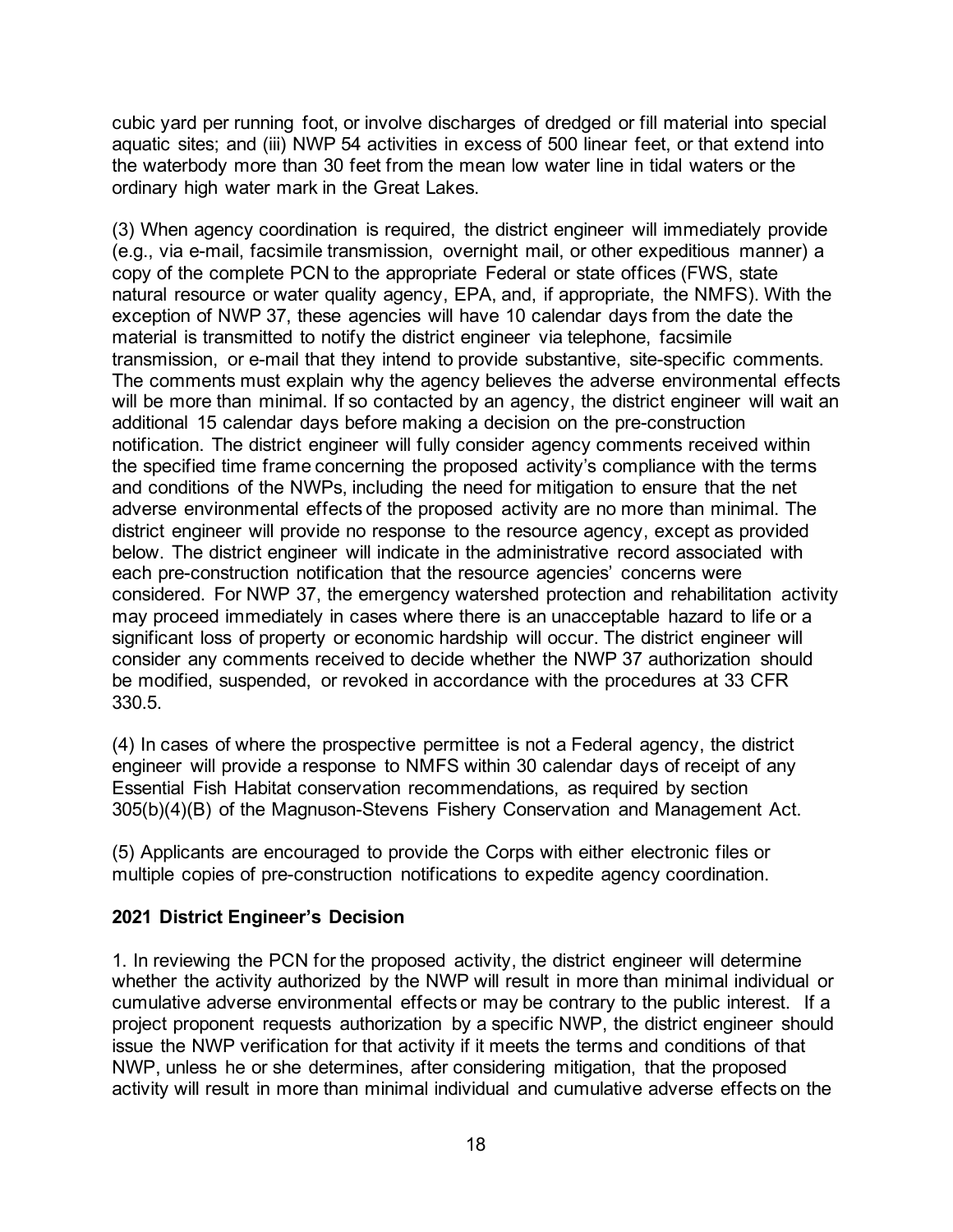cubic yard per running foot, or involve discharges of dredged or fill material into special aquatic sites; and (iii) NWP 54 activities in excess of 500 linear feet, or that extend into the waterbody more than 30 feet from the mean low water line in tidal waters or the ordinary high water mark in the Great Lakes.

(3) When agency coordination is required, the district engineer will immediately provide (e.g., via e-mail, facsimile transmission, overnight mail, or other expeditious manner) a copy of the complete PCN to the appropriate Federal or state offices (FWS, state natural resource or water quality agency, EPA, and, if appropriate, the NMFS). With the exception of NWP 37, these agencies will have 10 calendar days from the date the material is transmitted to notify the district engineer via telephone, facsimile transmission, or e-mail that they intend to provide substantive, site-specific comments. The comments must explain why the agency believes the adverse environmental effects will be more than minimal. If so contacted by an agency, the district engineer will wait an additional 15 calendar days before making a decision on the pre-construction notification. The district engineer will fully consider agency comments received within the specified time frame concerning the proposed activity's compliance with the terms and conditions of the NWPs, including the need for mitigation to ensure that the net adverse environmental effects of the proposed activity are no more than minimal. The district engineer will provide no response to the resource agency, except as provided below. The district engineer will indicate in the administrative record associated with each pre-construction notification that the resource agencies' concerns were considered. For NWP 37, the emergency watershed protection and rehabilitation activity may proceed immediately in cases where there is an unacceptable hazard to life or a significant loss of property or economic hardship will occur. The district engineer will consider any comments received to decide whether the NWP 37 authorization should be modified, suspended, or revoked in accordance with the procedures at 33 CFR 330.5.

(4) In cases of where the prospective permittee is not a Federal agency, the district engineer will provide a response to NMFS within 30 calendar days of receipt of any Essential Fish Habitat conservation recommendations, as required by section 305(b)(4)(B) of the Magnuson-Stevens Fishery Conservation and Management Act.

(5) Applicants are encouraged to provide the Corps with either electronic files or multiple copies of pre-construction notifications to expedite agency coordination.

**2021 District Engineer's Decision**

1. In reviewing the PCN for the proposed activity, the district engineer will determine whether the activity authorized by the NWP will result in more than minimal individual or cumulative adverse environmental effects or may be contrary to the public interest. If a project proponent requests authorization by a specific NWP, the district engineer should issue the NWP verification for that activity if it meets the terms and conditions of that NWP, unless he or she determines, after considering mitigation, that the proposed activity will result in more than minimal individual and cumulative adverse effects on the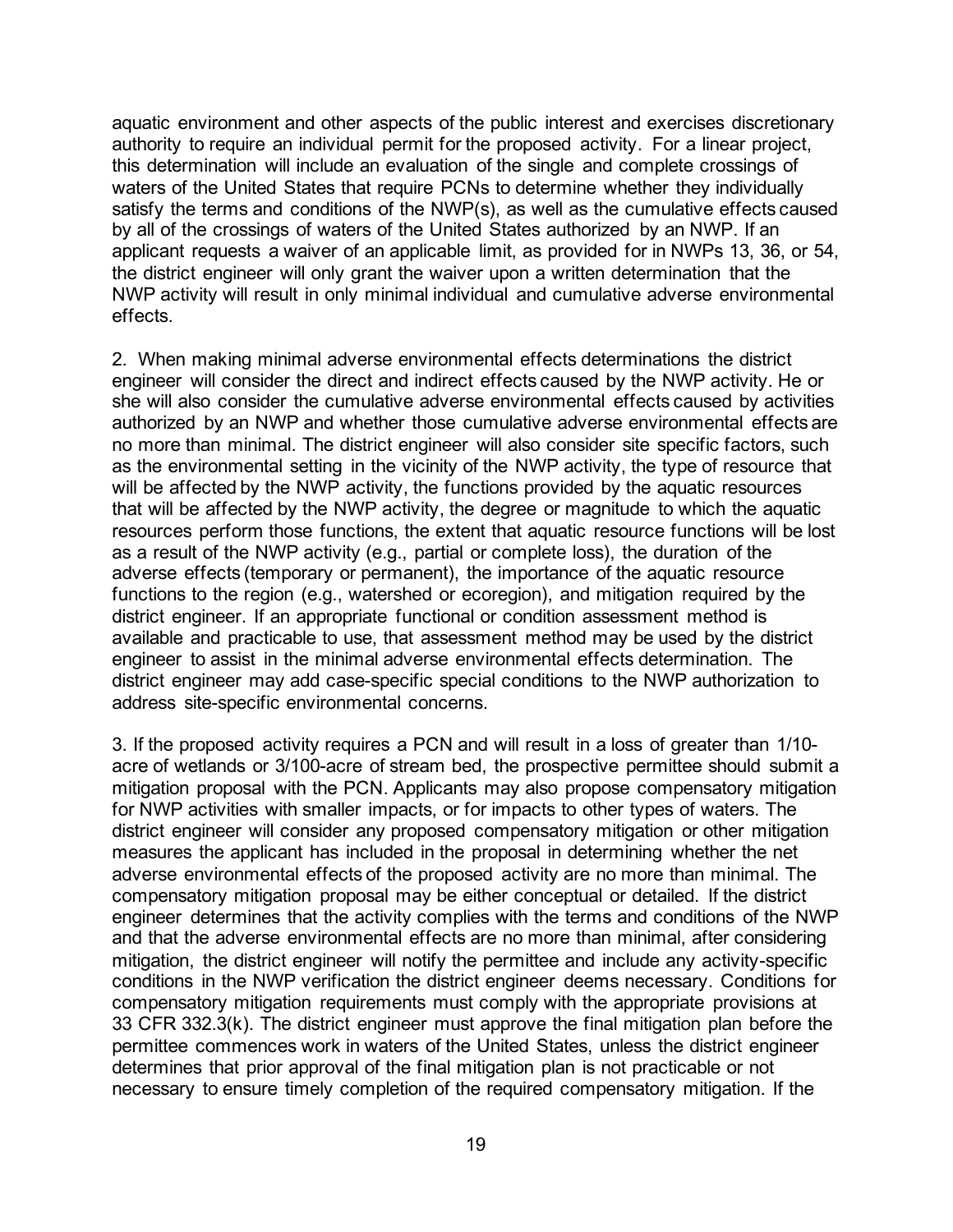aquatic environment and other aspects of the public interest and exercises discretionary authority to require an individual permit for the proposed activity. For a linear project, this determination will include an evaluation of the single and complete crossings of waters of the United States that require PCNs to determine whether they individually satisfy the terms and conditions of the NWP(s), as well as the cumulative effects caused by all of the crossings of waters of the United States authorized by an NWP. If an applicant requests a waiver of an applicable limit, as provided for in NWPs 13, 36, or 54, the district engineer will only grant the waiver upon a written determination that the NWP activity will result in only minimal individual and cumulative adverse environmental effects.

2. When making minimal adverse environmental effects determinations the district engineer will consider the direct and indirect effects caused by the NWP activity. He or she will also consider the cumulative adverse environmental effects caused by activities authorized by an NWP and whether those cumulative adverse environmental effects are no more than minimal. The district engineer will also consider site specific factors, such as the environmental setting in the vicinity of the NWP activity, the type of resource that will be affected by the NWP activity, the functions provided by the aquatic resources that will be affected by the NWP activity, the degree or magnitude to which the aquatic resources perform those functions, the extent that aquatic resource functions will be lost as a result of the NWP activity (e.g., partial or complete loss), the duration of the adverse effects (temporary or permanent), the importance of the aquatic resource functions to the region (e.g., watershed or ecoregion), and mitigation required by the district engineer. If an appropriate functional or condition assessment method is available and practicable to use, that assessment method may be used by the district engineer to assist in the minimal adverse environmental effects determination. The district engineer may add case-specific special conditions to the NWP authorization to address site-specific environmental concerns.

3. If the proposed activity requires a PCN and will result in a loss of greater than 1/10-acre of wetlands or 3/100-acre of stream bed, the prospective permittee should submit a mitigation proposal with the PCN. Applicants may also propose compensatory mitigation for NWP activities with smaller impacts, or for impacts to other types of waters. The district engineer will consider any proposed compensatory mitigation or other mitigation measures the applicant has included in the proposal in determining whether the net adverse environmental effects of the proposed activity are no more than minimal. The compensatory mitigation proposal may be either conceptual or detailed. If the district engineer determines that the activity complies with the terms and conditions of the NWP and that the adverse environmental effects are no more than minimal, after considering mitigation, the district engineer will notify the permittee and include any activity-specific conditions in the NWP verification the district engineer deems necessary. Conditions for compensatory mitigation requirements must comply with the appropriate provisions at 33 CFR 332.3(k). The district engineer must approve the final mitigation plan before the permittee commences work in waters of the United States, unless the district engineer determines that prior approval of the final mitigation plan is not practicable or not necessary to ensure timely completion of the required compensatory mitigation. If the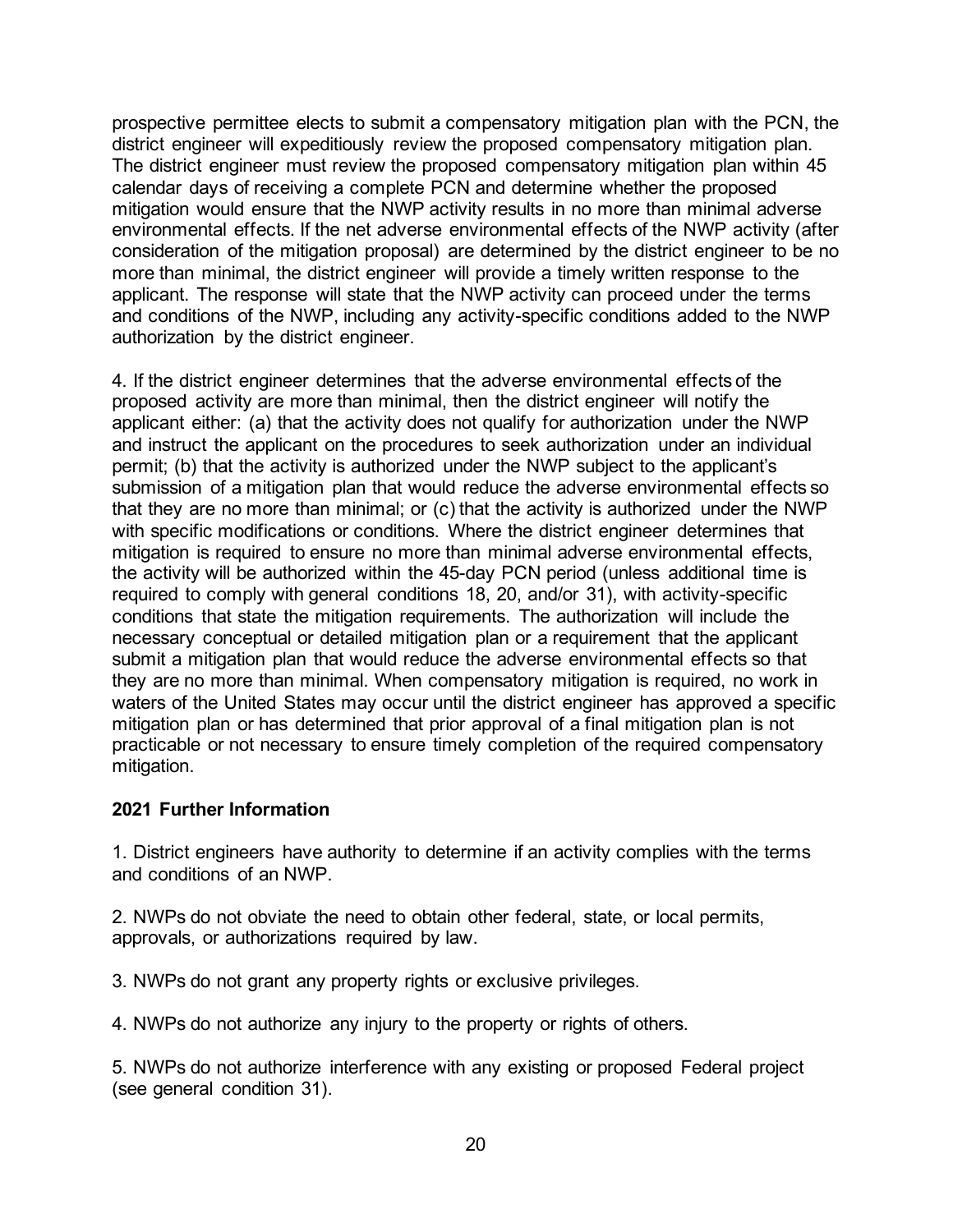prospective permittee elects to submit a compensatory mitigation plan with the PCN, the district engineer will expeditiously review the proposed compensatory mitigation plan. The district engineer must review the proposed compensatory mitigation plan within 45 calendar days of receiving a complete PCN and determine whether the proposed mitigation would ensure that the NWP activity results in no more than minimal adverse environmental effects. If the net adverse environmental effects of the NWP activity (after consideration of the mitigation proposal) are determined by the district engineer to be no more than minimal, the district engineer will provide a timely written response to the applicant. The response will state that the NWP activity can proceed under the terms and conditions of the NWP, including any activity-specific conditions added to the NWP authorization by the district engineer.

4. If the district engineer determines that the adverse environmental effects of the proposed activity are more than minimal, then the district engineer will notify the applicant either: (a) that the activity does not qualify for authorization under the NWP and instruct the applicant on the procedures to seek authorization under an individual permit; (b) that the activity is authorized under the NWP subject to the applicant's submission of a mitigation plan that would reduce the adverse environmental effects so that they are no more than minimal; or (c) that the activity is authorized under the NWP with specific modifications or conditions. Where the district engineer determines that mitigation is required to ensure no more than minimal adverse environmental effects, the activity will be authorized within the 45-day PCN period (unless additional time is required to comply with general conditions 18, 20, and/or 31), with activity-specific conditions that state the mitigation requirements. The authorization will include the necessary conceptual or detailed mitigation plan or a requirement that the applicant submit a mitigation plan that would reduce the adverse environmental effects so that they are no more than minimal. When compensatory mitigation is required, no work in waters of the United States may occur until the district engineer has approved a specific mitigation plan or has determined that prior approval of a final mitigation plan is not practicable or not necessary to ensure timely completion of the required compensatory mitigation.

**2021 Further Information**

1. District engineers have authority to determine if an activity complies with the terms and conditions of an NWP.

2. NWPs do not obviate the need to obtain other federal, state, or local permits, approvals, or authorizations required by law.

3. NWPs do not grant any property rights or exclusive privileges.

4. NWPs do not authorize any injury to the property or rights of others.

5. NWPs do not authorize interference with any existing or proposed Federal project (see general condition 31).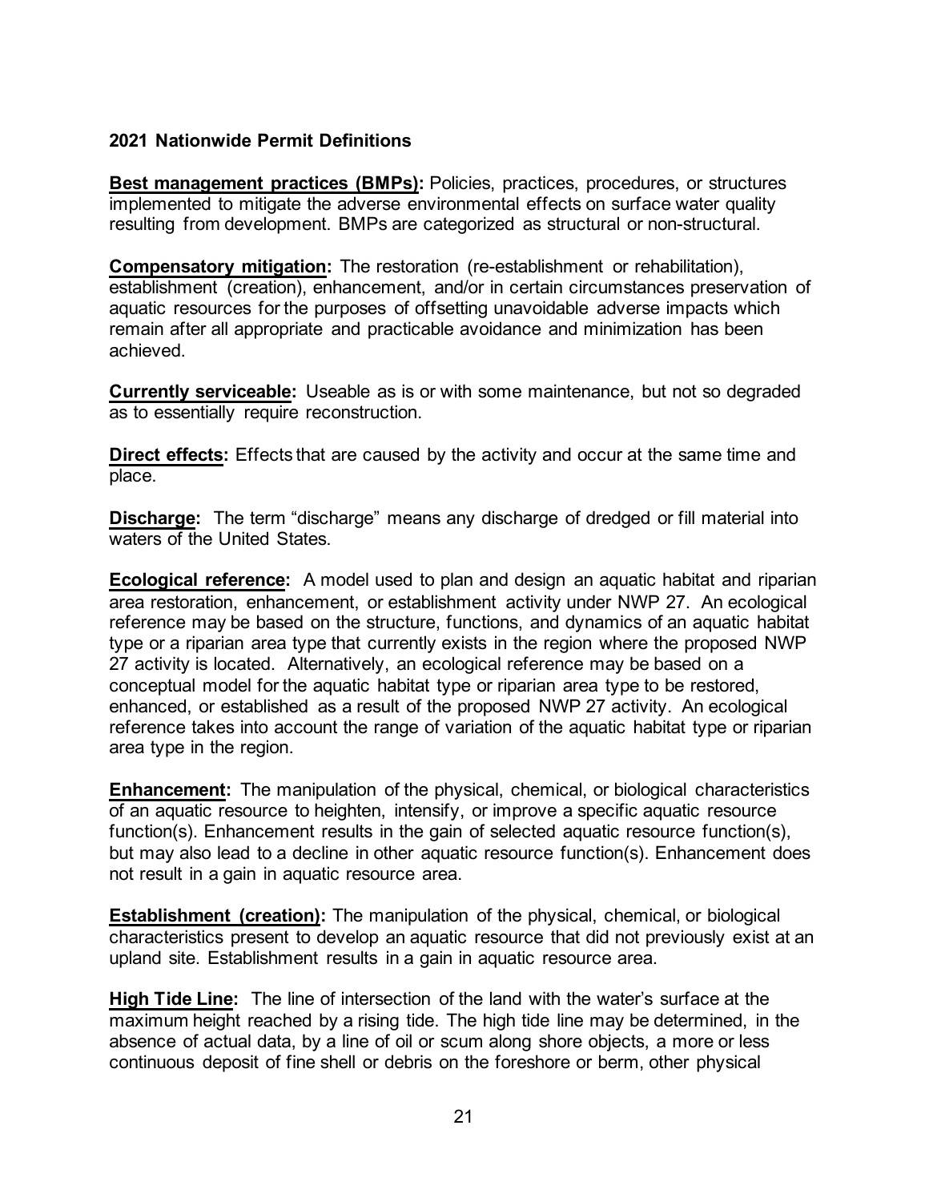**2021 Nationwide Permit Definitions**

**Best management practices (BMPs):** Policies, practices, procedures, or structures implemented to mitigate the adverse environmental effects on surface water quality resulting from development. BMPs are categorized as structural or non-structural.

**Compensatory mitigation:** The restoration (re-establishment or rehabilitation), establishment (creation), enhancement, and/or in certain circumstances preservation of aquatic resources for the purposes of offsetting unavoidable adverse impacts which remain after all appropriate and practicable avoidance and minimization has been achieved.

**Currently serviceable:** Useable as is or with some maintenance, but not so degraded as to essentially require reconstruction.

**Direct effects:** Effects that are caused by the activity and occur at the same time and place.

**Discharge:** The term "discharge" means any discharge of dredged or fill material into waters of the United States.

**Ecological reference:** A model used to plan and design an aquatic habitat and riparian area restoration, enhancement, or establishment activity under NWP 27. An ecological reference may be based on the structure, functions, and dynamics of an aquatic habitat type or a riparian area type that currently exists in the region where the proposed NWP 27 activity is located. Alternatively, an ecological reference may be based on a conceptual model for the aquatic habitat type or riparian area type to be restored, enhanced, or established as a result of the proposed NWP 27 activity. An ecological reference takes into account the range of variation of the aquatic habitat type or riparian area type in the region.

**Enhancement:** The manipulation of the physical, chemical, or biological characteristics of an aquatic resource to heighten, intensify, or improve a specific aquatic resource function(s). Enhancement results in the gain of selected aquatic resource function(s), but may also lead to a decline in other aquatic resource function(s). Enhancement does not result in a gain in aquatic resource area.

**Establishment (creation):** The manipulation of the physical, chemical, or biological characteristics present to develop an aquatic resource that did not previously exist at an upland site. Establishment results in a gain in aquatic resource area.

**High Tide Line:** The line of intersection of the land with the water's surface at the maximum height reached by a rising tide. The high tide line may be determined, in the absence of actual data, by a line of oil or scum along shore objects, a more or less continuous deposit of fine shell or debris on the foreshore or berm, other physical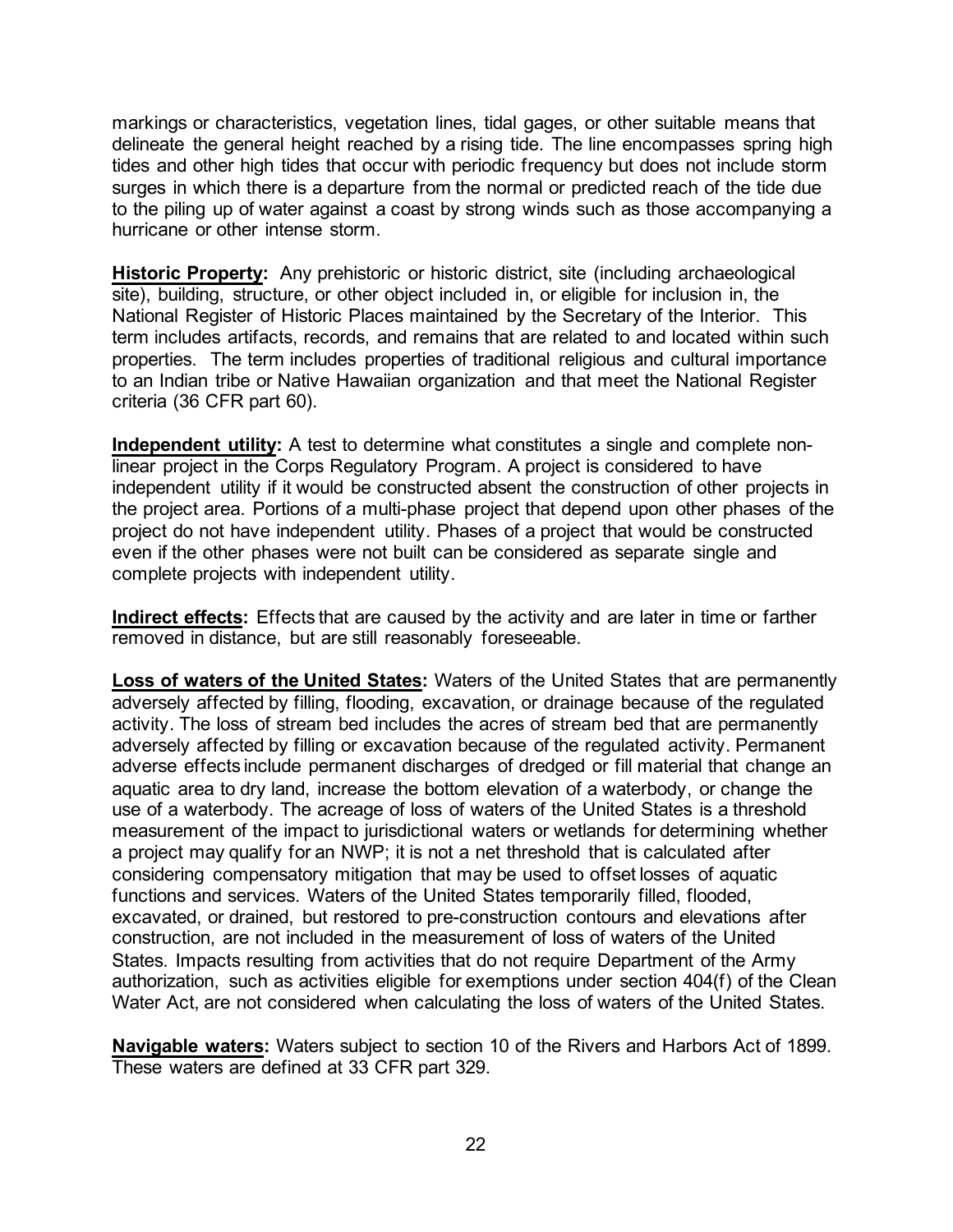markings or characteristics, vegetation lines, tidal gages, or other suitable means that delineate the general height reached by a rising tide. The line encompasses spring high tides and other high tides that occur with periodic frequency but does not include storm surges in which there is a departure from the normal or predicted reach of the tide due to the piling up of water against a coast by strong winds such as those accompanying a hurricane or other intense storm.

**Historic Property:** Any prehistoric or historic district, site (including archaeological site), building, structure, or other object included in, or eligible for inclusion in, the National Register of Historic Places maintained by the Secretary of the Interior. This term includes artifacts, records, and remains that are related to and located within such properties. The term includes properties of traditional religious and cultural importance to an Indian tribe or Native Hawaiian organization and that meet the National Register criteria (36 CFR part 60).

**Independent utility:** A test to determine what constitutes a single and complete non-linear project in the Corps Regulatory Program. A project is considered to have independent utility if it would be constructed absent the construction of other projects in the project area. Portions of a multi-phase project that depend upon other phases of the project do not have independent utility. Phases of a project that would be constructed even if the other phases were not built can be considered as separate single and complete projects with independent utility.

**Indirect effects:** Effects that are caused by the activity and are later in time or farther removed in distance, but are still reasonably foreseeable.

**Loss of waters of the United States:** Waters of the United States that are permanently adversely affected by filling, flooding, excavation, or drainage because of the regulated activity. The loss of stream bed includes the acres of stream bed that are permanently adversely affected by filling or excavation because of the regulated activity. Permanent adverse effects include permanent discharges of dredged or fill material that change an aquatic area to dry land, increase the bottom elevation of a waterbody, or change the use of a waterbody. The acreage of loss of waters of the United States is a threshold measurement of the impact to jurisdictional waters or wetlands for determining whether a project may qualify for an NWP; it is not a net threshold that is calculated after considering compensatory mitigation that may be used to offset losses of aquatic functions and services. Waters of the United States temporarily filled, flooded, excavated, or drained, but restored to pre-construction contours and elevations after construction, are not included in the measurement of loss of waters of the United States. Impacts resulting from activities that do not require Department of the Army authorization, such as activities eligible for exemptions under section 404(f) of the Clean Water Act, are not considered when calculating the loss of waters of the United States.

**Navigable waters:** Waters subject to section 10 of the Rivers and Harbors Act of 1899. These waters are defined at 33 CFR part 329.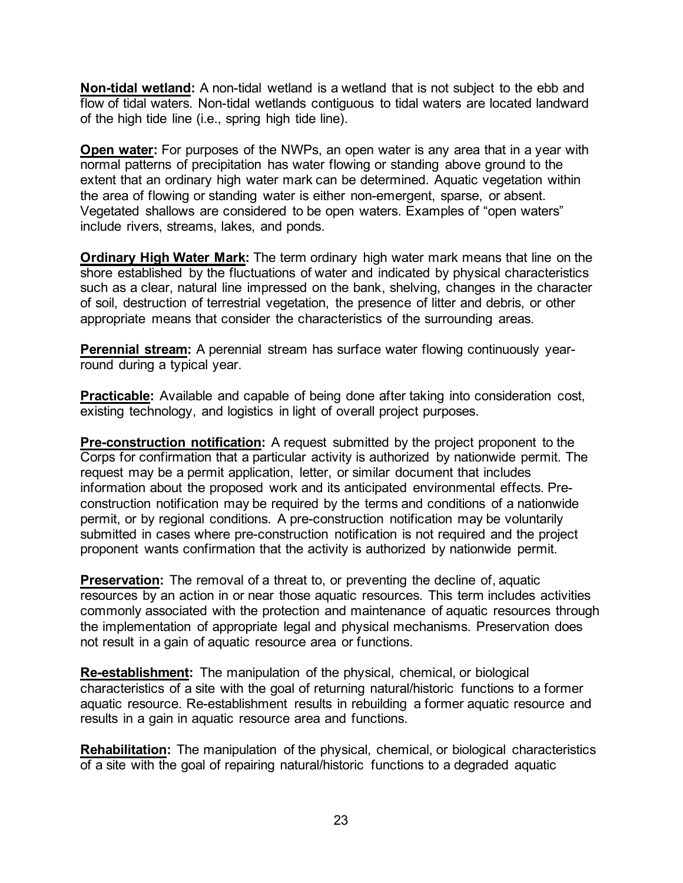**Non-tidal wetland:** A non-tidal wetland is a wetland that is not subject to the ebb and flow of tidal waters. Non-tidal wetlands contiguous to tidal waters are located landward of the high tide line (i.e., spring high tide line).

**Open water:** For purposes of the NWPs, an open water is any area that in a year with normal patterns of precipitation has water flowing or standing above ground to the extent that an ordinary high water mark can be determined. Aquatic vegetation within the area of flowing or standing water is either non-emergent, sparse, or absent. Vegetated shallows are considered to be open waters. Examples of "open waters" include rivers, streams, lakes, and ponds.

**Ordinary High Water Mark:** The term ordinary high water mark means that line on the shore established by the fluctuations of water and indicated by physical characteristics such as a clear, natural line impressed on the bank, shelving, changes in the character of soil, destruction of terrestrial vegetation, the presence of litter and debris, or other appropriate means that consider the characteristics of the surrounding areas.

**Perennial stream:** A perennial stream has surface water flowing continuously year-round during a typical year.

**Practicable:** Available and capable of being done after taking into consideration cost, existing technology, and logistics in light of overall project purposes.

**Pre-construction notification:** A request submitted by the project proponent to the Corps for confirmation that a particular activity is authorized by nationwide permit. The request may be a permit application, letter, or similar document that includes information about the proposed work and its anticipated environmental effects. Pre-construction notification may be required by the terms and conditions of a nationwide permit, or by regional conditions. A pre-construction notification may be voluntarily submitted in cases where pre-construction notification is not required and the project proponent wants confirmation that the activity is authorized by nationwide permit.

**Preservation:** The removal of a threat to, or preventing the decline of, aquatic resources by an action in or near those aquatic resources. This term includes activities commonly associated with the protection and maintenance of aquatic resources through the implementation of appropriate legal and physical mechanisms. Preservation does not result in a gain of aquatic resource area or functions.

**Re-establishment:** The manipulation of the physical, chemical, or biological characteristics of a site with the goal of returning natural/historic functions to a former aquatic resource. Re-establishment results in rebuilding a former aquatic resource and results in a gain in aquatic resource area and functions.

**Rehabilitation:** The manipulation of the physical, chemical, or biological characteristics of a site with the goal of repairing natural/historic functions to a degraded aquatic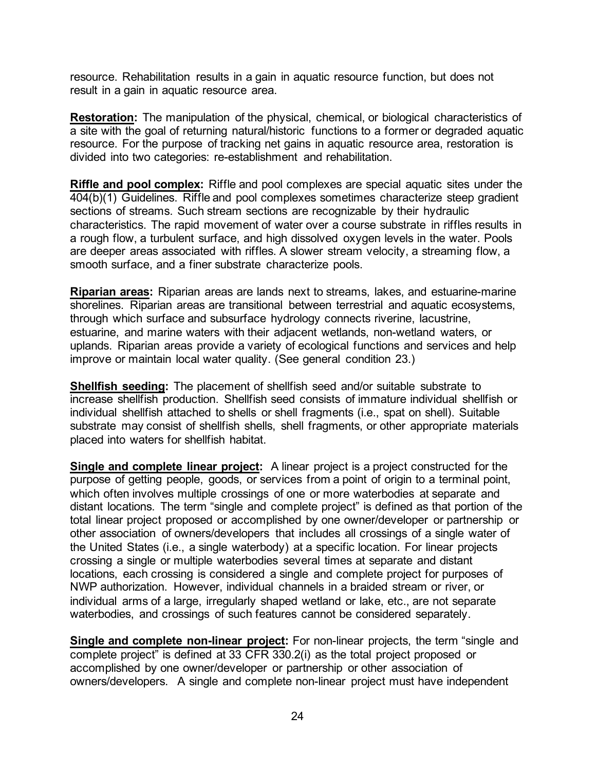resource. Rehabilitation results in a gain in aquatic resource function, but does not result in a gain in aquatic resource area.

**Restoration:** The manipulation of the physical, chemical, or biological characteristics of a site with the goal of returning natural/historic functions to a former or degraded aquatic resource. For the purpose of tracking net gains in aquatic resource area, restoration is divided into two categories: re-establishment and rehabilitation.

**Riffle and pool complex:** Riffle and pool complexes are special aquatic sites under the 404(b)(1) Guidelines. Riffle and pool complexes sometimes characterize steep gradient sections of streams. Such stream sections are recognizable by their hydraulic characteristics. The rapid movement of water over a course substrate in riffles results in a rough flow, a turbulent surface, and high dissolved oxygen levels in the water. Pools are deeper areas associated with riffles. A slower stream velocity, a streaming flow, a smooth surface, and a finer substrate characterize pools.

**Riparian areas:** Riparian areas are lands next to streams, lakes, and estuarine-marine shorelines. Riparian areas are transitional between terrestrial and aquatic ecosystems, through which surface and subsurface hydrology connects riverine, lacustrine, estuarine, and marine waters with their adjacent wetlands, non-wetland waters, or uplands. Riparian areas provide a variety of ecological functions and services and help improve or maintain local water quality. (See general condition 23.)

**Shellfish seeding:** The placement of shellfish seed and/or suitable substrate to increase shellfish production. Shellfish seed consists of immature individual shellfish or individual shellfish attached to shells or shell fragments (i.e., spat on shell). Suitable substrate may consist of shellfish shells, shell fragments, or other appropriate materials placed into waters for shellfish habitat.

**Single and complete linear project:** A linear project is a project constructed for the purpose of getting people, goods, or services from a point of origin to a terminal point, which often involves multiple crossings of one or more waterbodies at separate and distant locations. The term "single and complete project" is defined as that portion of the total linear project proposed or accomplished by one owner/developer or partnership or other association of owners/developers that includes all crossings of a single water of the United States (i.e., a single waterbody) at a specific location. For linear projects crossing a single or multiple waterbodies several times at separate and distant locations, each crossing is considered a single and complete project for purposes of NWP authorization. However, individual channels in a braided stream or river, or individual arms of a large, irregularly shaped wetland or lake, etc., are not separate waterbodies, and crossings of such features cannot be considered separately.

**Single and complete non-linear project:** For non-linear projects, the term "single and complete project" is defined at 33 CFR 330.2(i) as the total project proposed or accomplished by one owner/developer or partnership or other association of owners/developers. A single and complete non-linear project must have independent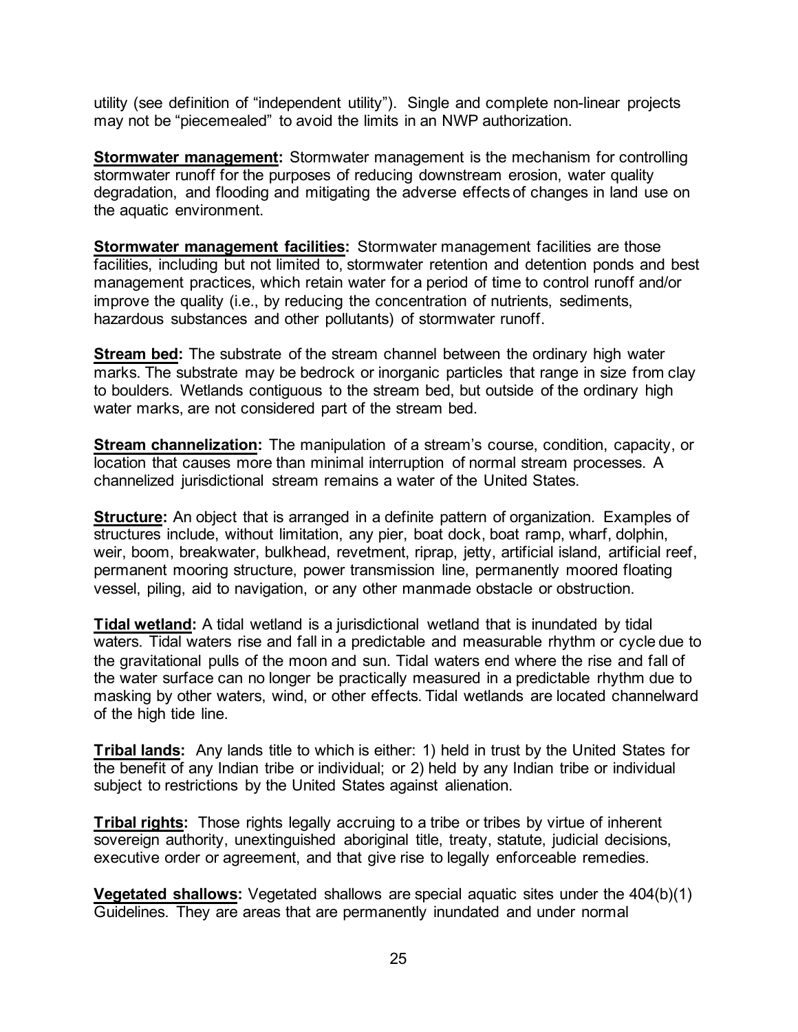utility (see definition of "independent utility"). Single and complete non-linear projects may not be "piecemealed" to avoid the limits in an NWP authorization.

**Stormwater management:** Stormwater management is the mechanism for controlling stormwater runoff for the purposes of reducing downstream erosion, water quality degradation, and flooding and mitigating the adverse effects of changes in land use on the aquatic environment.

**Stormwater management facilities:** Stormwater management facilities are those facilities, including but not limited to, stormwater retention and detention ponds and best management practices, which retain water for a period of time to control runoff and/or improve the quality (i.e., by reducing the concentration of nutrients, sediments, hazardous substances and other pollutants) of stormwater runoff.

**Stream bed:** The substrate of the stream channel between the ordinary high water marks. The substrate may be bedrock or inorganic particles that range in size from clay to boulders. Wetlands contiguous to the stream bed, but outside of the ordinary high water marks, are not considered part of the stream bed.

**Stream channelization:** The manipulation of a stream's course, condition, capacity, or location that causes more than minimal interruption of normal stream processes. A channelized jurisdictional stream remains a water of the United States.

**Structure:** An object that is arranged in a definite pattern of organization. Examples of structures include, without limitation, any pier, boat dock, boat ramp, wharf, dolphin, weir, boom, breakwater, bulkhead, revetment, riprap, jetty, artificial island, artificial reef, permanent mooring structure, power transmission line, permanently moored floating vessel, piling, aid to navigation, or any other manmade obstacle or obstruction.

**Tidal wetland:** A tidal wetland is a jurisdictional wetland that is inundated by tidal waters. Tidal waters rise and fall in a predictable and measurable rhythm or cycle due to the gravitational pulls of the moon and sun. Tidal waters end where the rise and fall of the water surface can no longer be practically measured in a predictable rhythm due to masking by other waters, wind, or other effects. Tidal wetlands are located channelward of the high tide line.

**Tribal lands:** Any lands title to which is either: 1) held in trust by the United States for the benefit of any Indian tribe or individual; or 2) held by any Indian tribe or individual subject to restrictions by the United States against alienation.

**Tribal rights:** Those rights legally accruing to a tribe or tribes by virtue of inherent sovereign authority, unextinguished aboriginal title, treaty, statute, judicial decisions, executive order or agreement, and that give rise to legally enforceable remedies.

**Vegetated shallows:** Vegetated shallows are special aquatic sites under the 404(b)(1) Guidelines. They are areas that are permanently inundated and under normal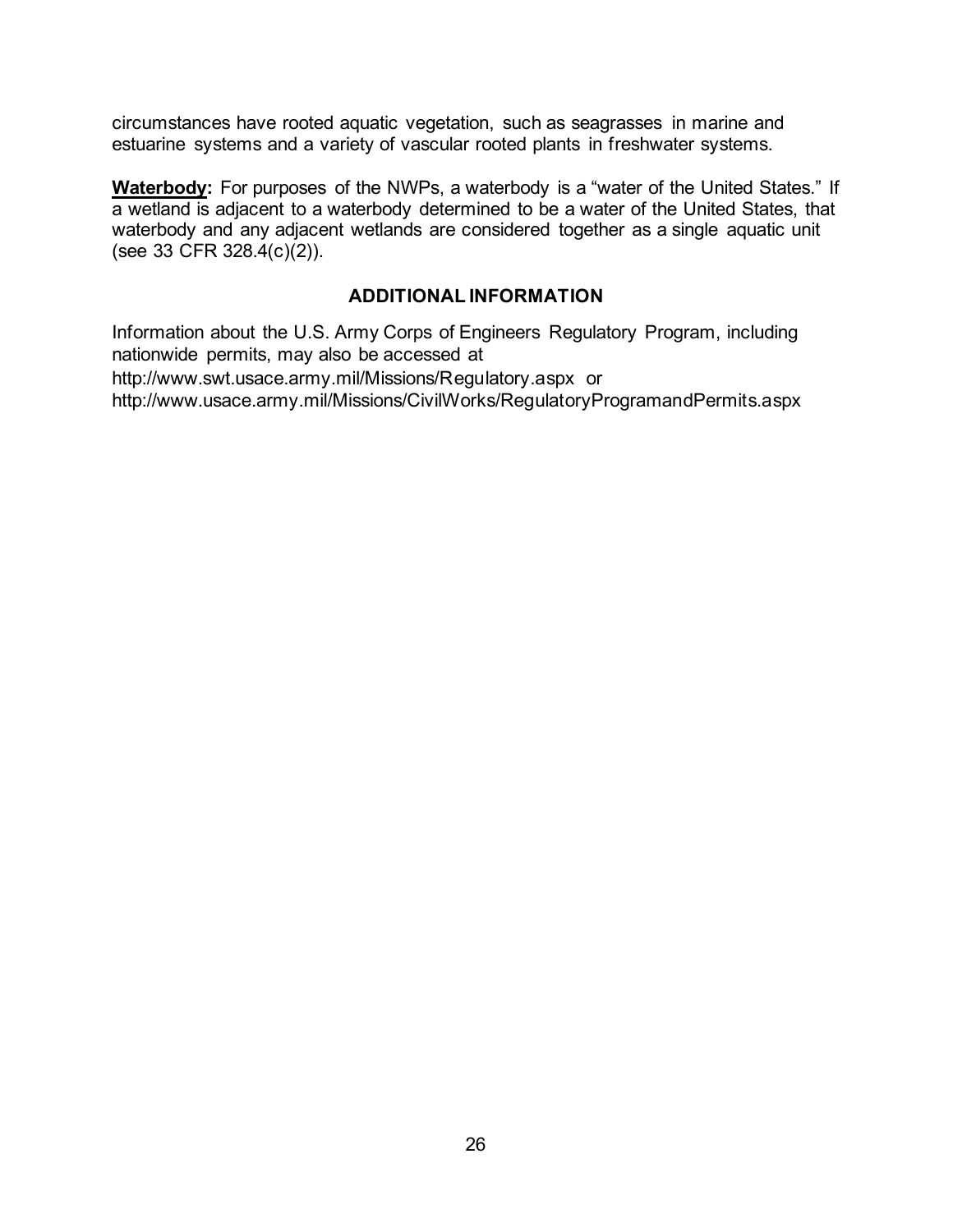circumstances have rooted aquatic vegetation, such as seagrasses in marine and estuarine systems and a variety of vascular rooted plants in freshwater systems.

**Waterbody:** For purposes of the NWPs, a waterbody is a "water of the United States." If a wetland is adjacent to a waterbody determined to be a water of the United States, that waterbody and any adjacent wetlands are considered together as a single aquatic unit (see 33 CFR 328.4(c)(2)).

## ADDITIONAL INFORMATION

Information about the U.S. Army Corps of Engineers Regulatory Program, including nationwide permits, may also be accessed at
http://www.swt.usace.army.mil/Missions/Regulatory.aspx or
http://www.usace.army.mil/Missions/CivilWorks/RegulatoryProgramandPermits.aspx